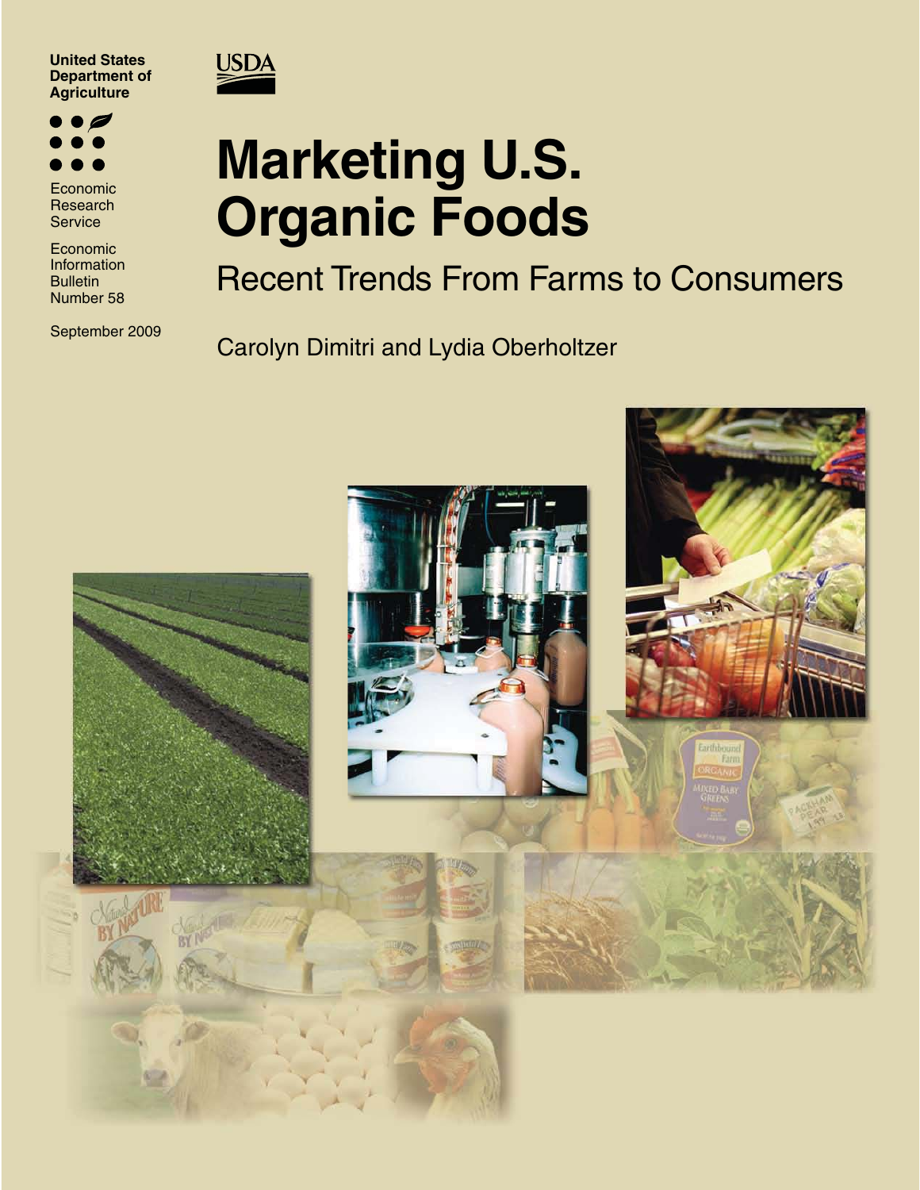United States Department of Agriculture

USDA

Economic Research Service

Economic Information Bulletin Number 58

September 2009

# Marketing U.S. Organic Foods

## Recent Trends From Farms to Consumers

Carolyn Dimitri and Lydia Oberholtzer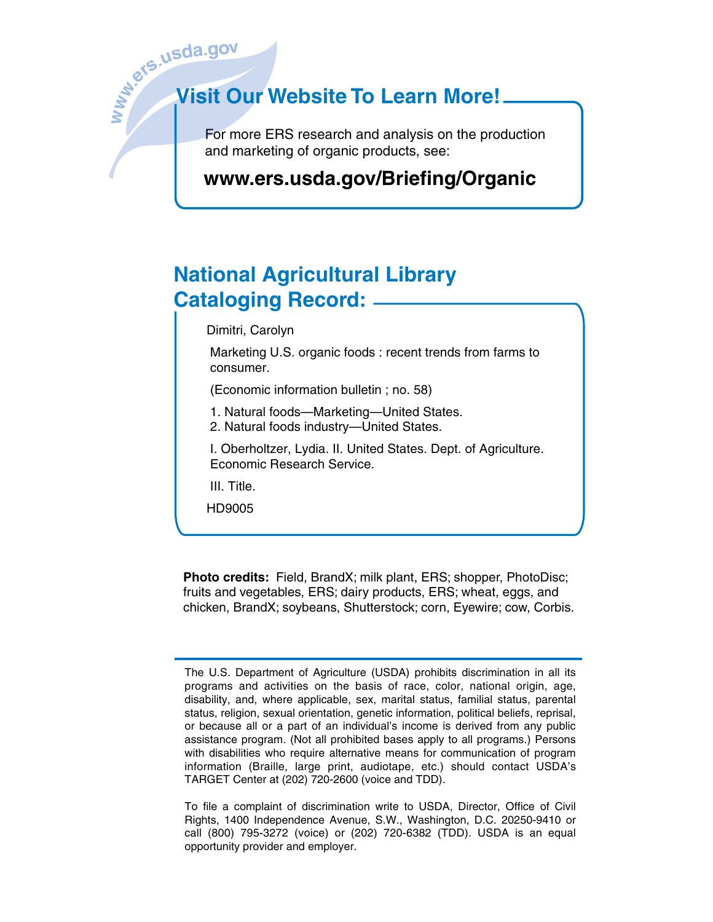www.ers.usda.gov

## Visit Our Website To Learn More!

For more ERS research and analysis on the production and marketing of organic products, see:

**www.ers.usda.gov/Briefing/Organic**

## National Agricultural Library Cataloging Record:

Dimitri, Carolyn

Marketing U.S. organic foods : recent trends from farms to consumer.

(Economic information bulletin ; no. 58)

1. Natural foods—Marketing—United States.
2. Natural foods industry—United States.

I. Oberholtzer, Lydia. II. United States. Dept. of Agriculture. Economic Research Service.

III. Title.

HD9005

**Photo credits:** Field, BrandX; milk plant, ERS; shopper, PhotoDisc; fruits and vegetables, ERS; dairy products, ERS; wheat, eggs, and chicken, BrandX; soybeans, Shutterstock; corn, Eyewire; cow, Corbis.

---

The U.S. Department of Agriculture (USDA) prohibits discrimination in all its programs and activities on the basis of race, color, national origin, age, disability, and, where applicable, sex, marital status, familial status, parental status, religion, sexual orientation, genetic information, political beliefs, reprisal, or because all or a part of an individual's income is derived from any public assistance program. (Not all prohibited bases apply to all programs.) Persons with disabilities who require alternative means for communication of program information (Braille, large print, audiotape, etc.) should contact USDA's TARGET Center at (202) 720-2600 (voice and TDD).

To file a complaint of discrimination write to USDA, Director, Office of Civil Rights, 1400 Independence Avenue, S.W., Washington, D.C. 20250-9410 or call (800) 795-3272 (voice) or (202) 720-6382 (TDD). USDA is an equal opportunity provider and employer.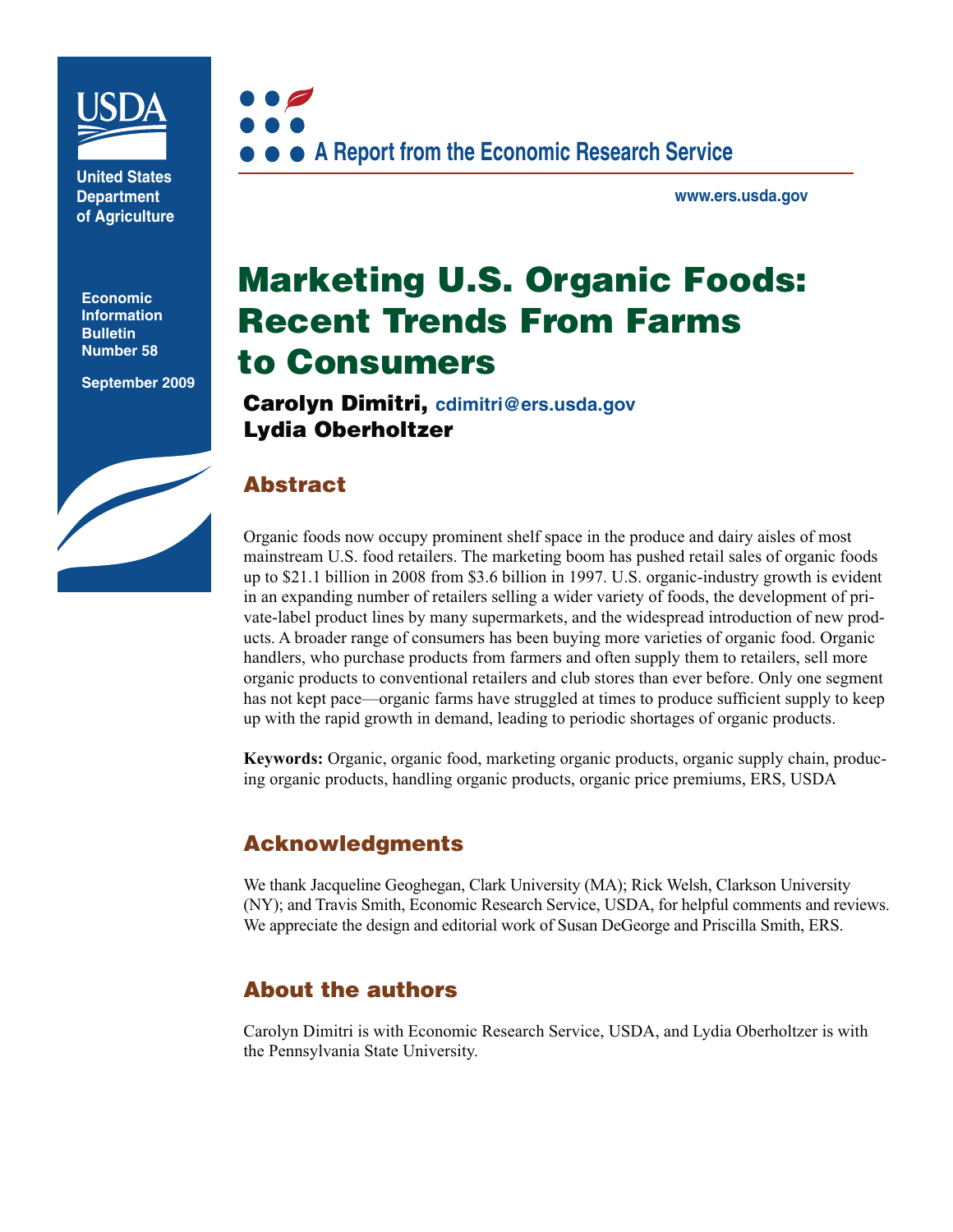United States Department of Agriculture

Economic Information Bulletin Number 58

September 2009

A Report from the Economic Research Service

www.ers.usda.gov

# Marketing U.S. Organic Foods: Recent Trends From Farms to Consumers

**Carolyn Dimitri,** cdimitri@ers.usda.gov
**Lydia Oberholtzer**

## Abstract

Organic foods now occupy prominent shelf space in the produce and dairy aisles of most mainstream U.S. food retailers. The marketing boom has pushed retail sales of organic foods up to $21.1 billion in 2008 from $3.6 billion in 1997. U.S. organic-industry growth is evident in an expanding number of retailers selling a wider variety of foods, the development of private-label product lines by many supermarkets, and the widespread introduction of new products. A broader range of consumers has been buying more varieties of organic food. Organic handlers, who purchase products from farmers and often supply them to retailers, sell more organic products to conventional retailers and club stores than ever before. Only one segment has not kept pace—organic farms have struggled at times to produce sufficient supply to keep up with the rapid growth in demand, leading to periodic shortages of organic products.

**Keywords:** Organic, organic food, marketing organic products, organic supply chain, producing organic products, handling organic products, organic price premiums, ERS, USDA

## Acknowledgments

We thank Jacqueline Geoghegan, Clark University (MA); Rick Welsh, Clarkson University (NY); and Travis Smith, Economic Research Service, USDA, for helpful comments and reviews. We appreciate the design and editorial work of Susan DeGeorge and Priscilla Smith, ERS.

## About the authors

Carolyn Dimitri is with Economic Research Service, USDA, and Lydia Oberholtzer is with the Pennsylvania State University.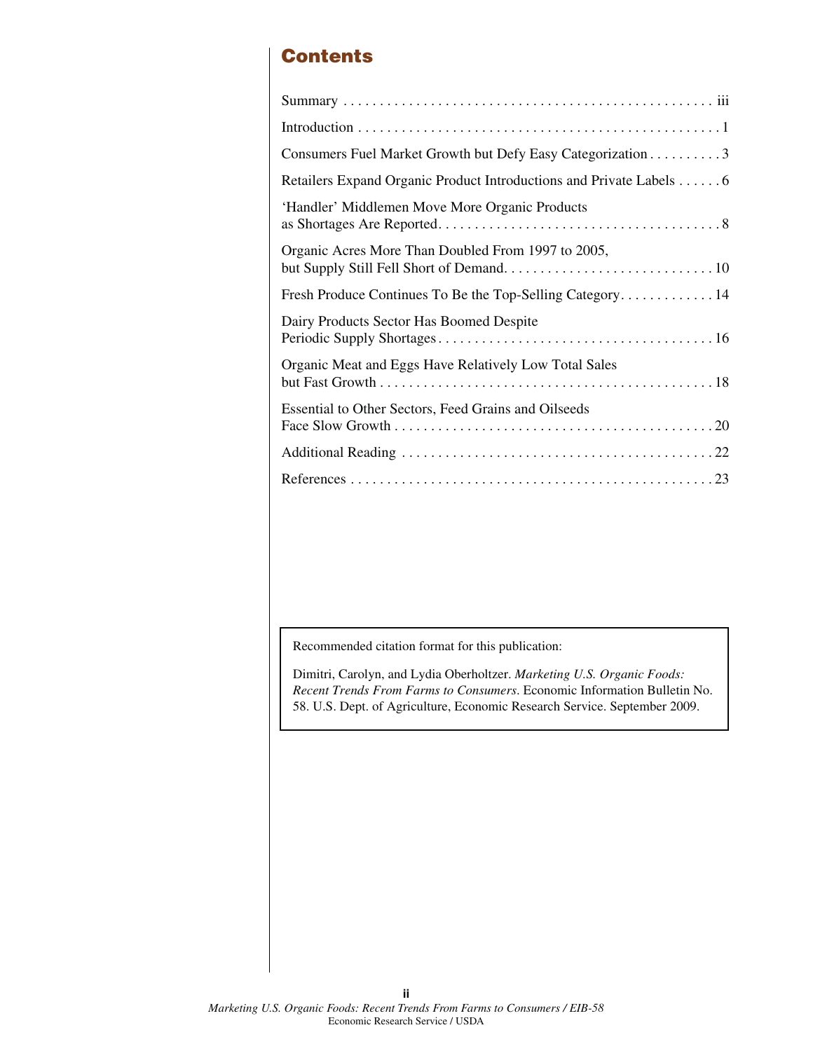## Contents

Summary . . . . . . . . . . . . . . . . . . . . . . . . . . . . . . . . . . . . . . . . . . . . . . . . . . iii

Introduction . . . . . . . . . . . . . . . . . . . . . . . . . . . . . . . . . . . . . . . . . . . . . . . . . 1

Consumers Fuel Market Growth but Defy Easy Categorization . . . . . . . . . . 3

Retailers Expand Organic Product Introductions and Private Labels . . . . . . 6

'Handler' Middlemen Move More Organic Products as Shortages Are Reported. . . . . . . . . . . . . . . . . . . . . . . . . . . . . . . . . . . . . . 8

Organic Acres More Than Doubled From 1997 to 2005, but Supply Still Fell Short of Demand. . . . . . . . . . . . . . . . . . . . . . . . . . . . . 10

Fresh Produce Continues To Be the Top-Selling Category. . . . . . . . . . . . . 14

Dairy Products Sector Has Boomed Despite Periodic Supply Shortages . . . . . . . . . . . . . . . . . . . . . . . . . . . . . . . . . . . . . 16

Organic Meat and Eggs Have Relatively Low Total Sales but Fast Growth . . . . . . . . . . . . . . . . . . . . . . . . . . . . . . . . . . . . . . . . . . . . . 18

Essential to Other Sectors, Feed Grains and Oilseeds Face Slow Growth . . . . . . . . . . . . . . . . . . . . . . . . . . . . . . . . . . . . . . . . . . . 20

Additional Reading . . . . . . . . . . . . . . . . . . . . . . . . . . . . . . . . . . . . . . . . . . 22

References . . . . . . . . . . . . . . . . . . . . . . . . . . . . . . . . . . . . . . . . . . . . . . . . . 23

Recommended citation format for this publication:

Dimitri, Carolyn, and Lydia Oberholtzer. *Marketing U.S. Organic Foods: Recent Trends From Farms to Consumers*. Economic Information Bulletin No. 58. U.S. Dept. of Agriculture, Economic Research Service. September 2009.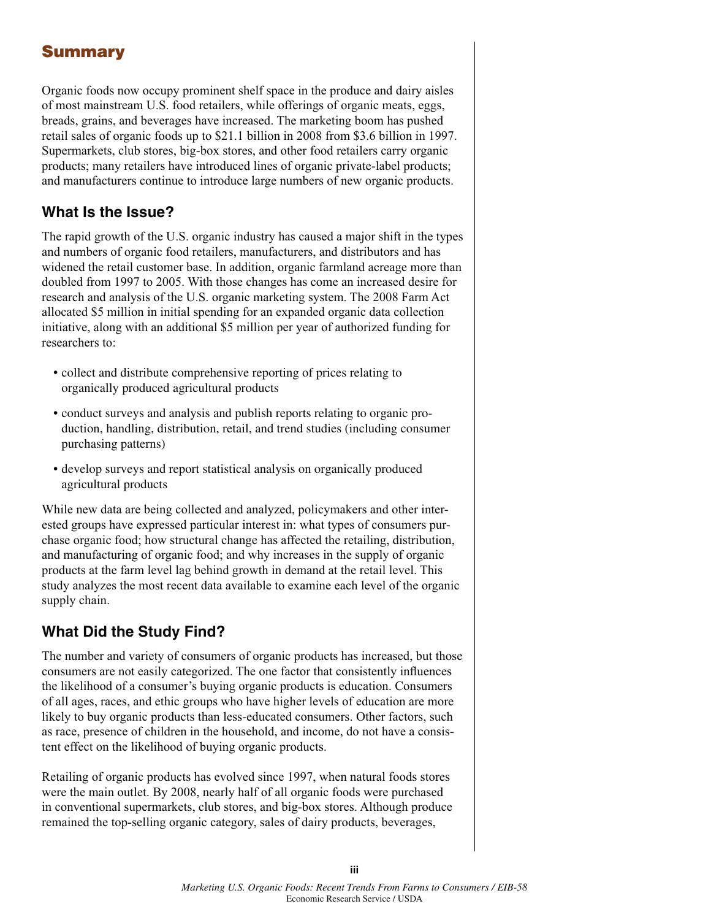# Summary

Organic foods now occupy prominent shelf space in the produce and dairy aisles of most mainstream U.S. food retailers, while offerings of organic meats, eggs, breads, grains, and beverages have increased. The marketing boom has pushed retail sales of organic foods up to $21.1 billion in 2008 from $3.6 billion in 1997. Supermarkets, club stores, big-box stores, and other food retailers carry organic products; many retailers have introduced lines of organic private-label products; and manufacturers continue to introduce large numbers of new organic products.

## What Is the Issue?

The rapid growth of the U.S. organic industry has caused a major shift in the types and numbers of organic food retailers, manufacturers, and distributors and has widened the retail customer base. In addition, organic farmland acreage more than doubled from 1997 to 2005. With those changes has come an increased desire for research and analysis of the U.S. organic marketing system. The 2008 Farm Act allocated $5 million in initial spending for an expanded organic data collection initiative, along with an additional $5 million per year of authorized funding for researchers to:

- collect and distribute comprehensive reporting of prices relating to organically produced agricultural products
- conduct surveys and analysis and publish reports relating to organic production, handling, distribution, retail, and trend studies (including consumer purchasing patterns)
- develop surveys and report statistical analysis on organically produced agricultural products

While new data are being collected and analyzed, policymakers and other interested groups have expressed particular interest in: what types of consumers purchase organic food; how structural change has affected the retailing, distribution, and manufacturing of organic food; and why increases in the supply of organic products at the farm level lag behind growth in demand at the retail level. This study analyzes the most recent data available to examine each level of the organic supply chain.

## What Did the Study Find?

The number and variety of consumers of organic products has increased, but those consumers are not easily categorized. The one factor that consistently influences the likelihood of a consumer's buying organic products is education. Consumers of all ages, races, and ethic groups who have higher levels of education are more likely to buy organic products than less-educated consumers. Other factors, such as race, presence of children in the household, and income, do not have a consistent effect on the likelihood of buying organic products.

Retailing of organic products has evolved since 1997, when natural foods stores were the main outlet. By 2008, nearly half of all organic foods were purchased in conventional supermarkets, club stores, and big-box stores. Although produce remained the top-selling organic category, sales of dairy products, beverages,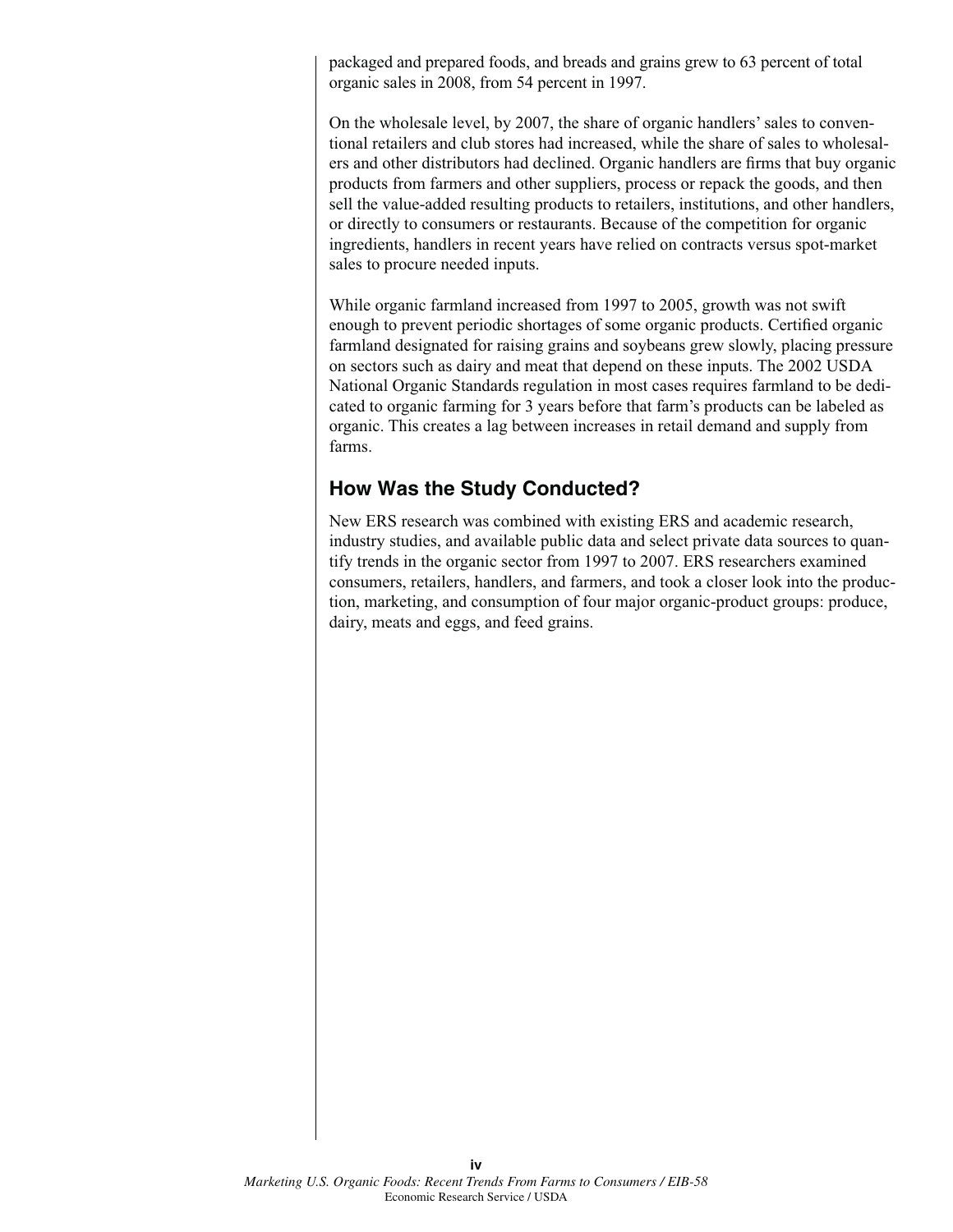packaged and prepared foods, and breads and grains grew to 63 percent of total organic sales in 2008, from 54 percent in 1997.

On the wholesale level, by 2007, the share of organic handlers' sales to conventional retailers and club stores had increased, while the share of sales to wholesalers and other distributors had declined. Organic handlers are firms that buy organic products from farmers and other suppliers, process or repack the goods, and then sell the value-added resulting products to retailers, institutions, and other handlers, or directly to consumers or restaurants. Because of the competition for organic ingredients, handlers in recent years have relied on contracts versus spot-market sales to procure needed inputs.

While organic farmland increased from 1997 to 2005, growth was not swift enough to prevent periodic shortages of some organic products. Certified organic farmland designated for raising grains and soybeans grew slowly, placing pressure on sectors such as dairy and meat that depend on these inputs. The 2002 USDA National Organic Standards regulation in most cases requires farmland to be dedicated to organic farming for 3 years before that farm's products can be labeled as organic. This creates a lag between increases in retail demand and supply from farms.

## How Was the Study Conducted?

New ERS research was combined with existing ERS and academic research, industry studies, and available public data and select private data sources to quantify trends in the organic sector from 1997 to 2007. ERS researchers examined consumers, retailers, handlers, and farmers, and took a closer look into the production, marketing, and consumption of four major organic-product groups: produce, dairy, meats and eggs, and feed grains.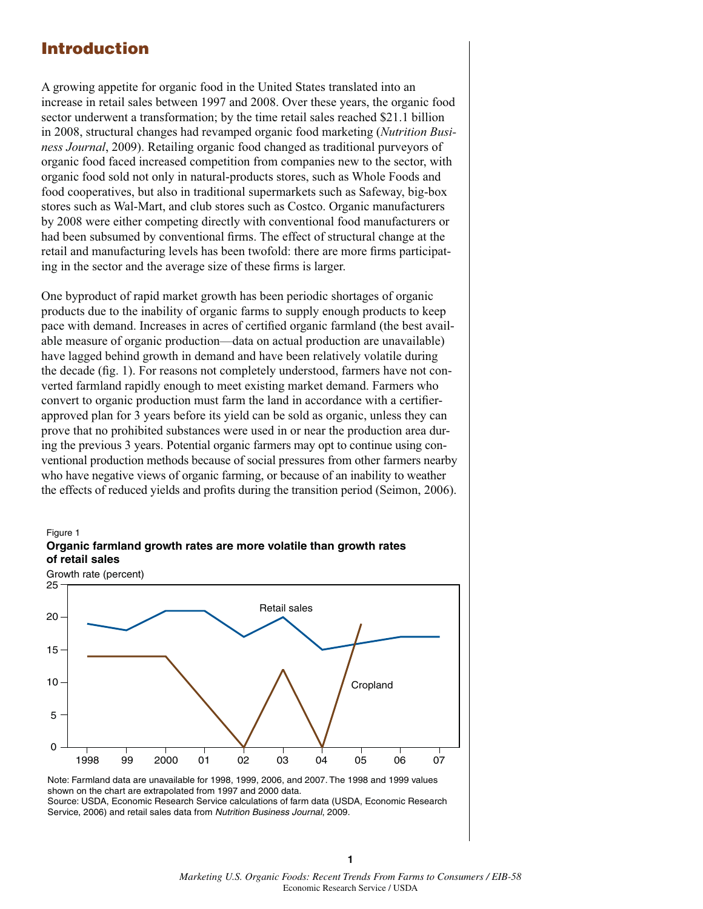# Introduction

A growing appetite for organic food in the United States translated into an increase in retail sales between 1997 and 2008. Over these years, the organic food sector underwent a transformation; by the time retail sales reached $21.1 billion in 2008, structural changes had revamped organic food marketing (*Nutrition Business Journal*, 2009). Retailing organic food changed as traditional purveyors of organic food faced increased competition from companies new to the sector, with organic food sold not only in natural-products stores, such as Whole Foods and food cooperatives, but also in traditional supermarkets such as Safeway, big-box stores such as Wal-Mart, and club stores such as Costco. Organic manufacturers by 2008 were either competing directly with conventional food manufacturers or had been subsumed by conventional firms. The effect of structural change at the retail and manufacturing levels has been twofold: there are more firms participating in the sector and the average size of these firms is larger.

One byproduct of rapid market growth has been periodic shortages of organic products due to the inability of organic farms to supply enough products to keep pace with demand. Increases in acres of certified organic farmland (the best available measure of organic production—data on actual production are unavailable) have lagged behind growth in demand and have been relatively volatile during the decade (fig. 1). For reasons not completely understood, farmers have not converted farmland rapidly enough to meet existing market demand. Farmers who convert to organic production must farm the land in accordance with a certifier-approved plan for 3 years before its yield can be sold as organic, unless they can prove that no prohibited substances were used in or near the production area during the previous 3 years. Potential organic farmers may opt to continue using conventional production methods because of social pressures from other farmers nearby who have negative views of organic farming, or because of an inability to weather the effects of reduced yields and profits during the transition period (Seimon, 2006).

Figure 1

**Organic farmland growth rates are more volatile than growth rates of retail sales**

Growth rate (percent)

| Year | Retail sales | Cropland |
|---|---|---|
| 1998 | 19 | 14 |
| 99 | 18 | 14 |
| 2000 | 21 | 14 |
| 01 | 21 | 7 |
| 02 | 17 | 0 |
| 03 | 20 | 12 |
| 04 | 15 | 0 |
| 05 | 16 | 19 |
| 06 | 17 | |
| 07 | 17 | |

Note: Farmland data are unavailable for 1998, 1999, 2006, and 2007. The 1998 and 1999 values shown on the chart are extrapolated from 1997 and 2000 data.
Source: USDA, Economic Research Service calculations of farm data (USDA, Economic Research Service, 2006) and retail sales data from *Nutrition Business Journal*, 2009.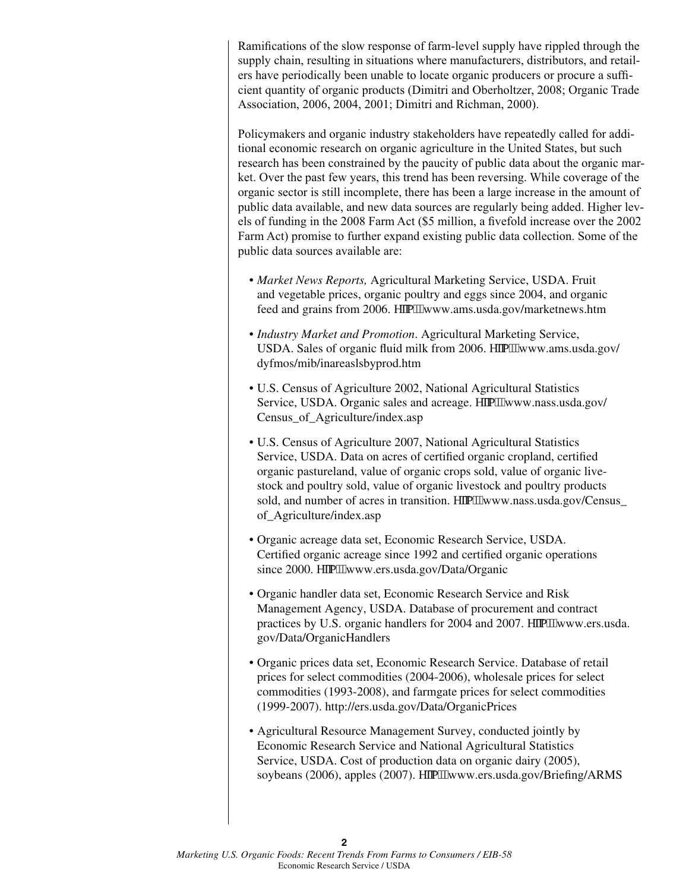Ramifications of the slow response of farm-level supply have rippled through the supply chain, resulting in situations where manufacturers, distributors, and retailers have periodically been unable to locate organic producers or procure a sufficient quantity of organic products (Dimitri and Oberholtzer, 2008; Organic Trade Association, 2006, 2004, 2001; Dimitri and Richman, 2000).

Policymakers and organic industry stakeholders have repeatedly called for additional economic research on organic agriculture in the United States, but such research has been constrained by the paucity of public data about the organic market. Over the past few years, this trend has been reversing. While coverage of the organic sector is still incomplete, there has been a large increase in the amount of public data available, and new data sources are regularly being added. Higher levels of funding in the 2008 Farm Act ($5 million, a fivefold increase over the 2002 Farm Act) promise to further expand existing public data collection. Some of the public data sources available are:

- *Market News Reports,* Agricultural Marketing Service, USDA. Fruit and vegetable prices, organic poultry and eggs since 2004, and organic feed and grains from 2006. http://www.ams.usda.gov/marketnews.htm
- *Industry Market and Promotion*. Agricultural Marketing Service, USDA. Sales of organic fluid milk from 2006. http://www.ams.usda.gov/dyfmos/mib/inareaslsbyprod.htm
- U.S. Census of Agriculture 2002, National Agricultural Statistics Service, USDA. Organic sales and acreage. http://www.nass.usda.gov/Census_of_Agriculture/index.asp
- U.S. Census of Agriculture 2007, National Agricultural Statistics Service, USDA. Data on acres of certified organic cropland, certified organic pastureland, value of organic crops sold, value of organic livestock and poultry sold, value of organic livestock and poultry products sold, and number of acres in transition. http://www.nass.usda.gov/Census_of_Agriculture/index.asp
- Organic acreage data set, Economic Research Service, USDA. Certified organic acreage since 1992 and certified organic operations since 2000. http://www.ers.usda.gov/Data/Organic
- Organic handler data set, Economic Research Service and Risk Management Agency, USDA. Database of procurement and contract practices by U.S. organic handlers for 2004 and 2007. http://www.ers.usda.gov/Data/OrganicHandlers
- Organic prices data set, Economic Research Service. Database of retail prices for select commodities (2004-2006), wholesale prices for select commodities (1993-2008), and farmgate prices for select commodities (1999-2007). http://ers.usda.gov/Data/OrganicPrices
- Agricultural Resource Management Survey, conducted jointly by Economic Research Service and National Agricultural Statistics Service, USDA. Cost of production data on organic dairy (2005), soybeans (2006), apples (2007). http://www.ers.usda.gov/Briefing/ARMS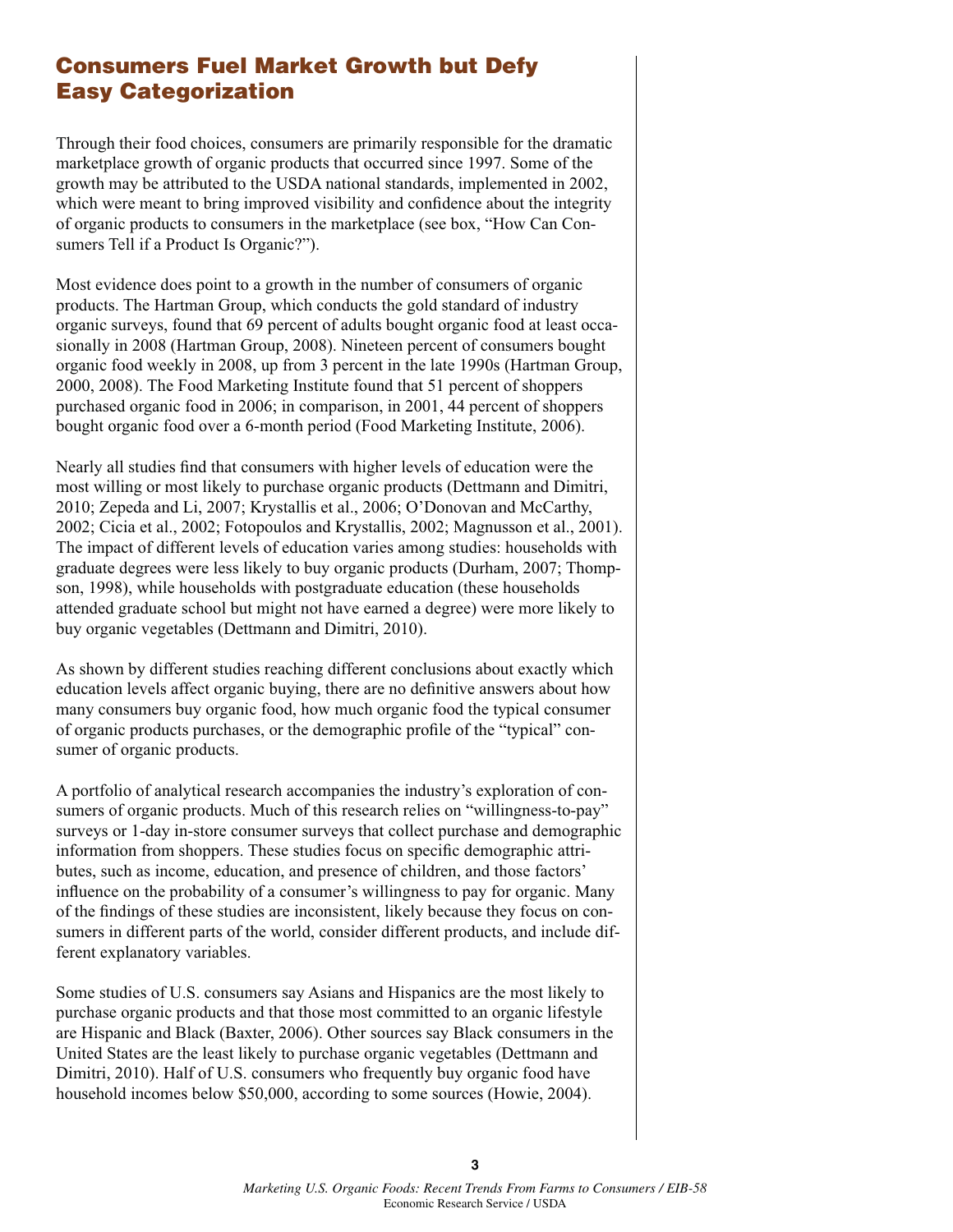# Consumers Fuel Market Growth but Defy Easy Categorization

Through their food choices, consumers are primarily responsible for the dramatic marketplace growth of organic products that occurred since 1997. Some of the growth may be attributed to the USDA national standards, implemented in 2002, which were meant to bring improved visibility and confidence about the integrity of organic products to consumers in the marketplace (see box, "How Can Consumers Tell if a Product Is Organic?").

Most evidence does point to a growth in the number of consumers of organic products. The Hartman Group, which conducts the gold standard of industry organic surveys, found that 69 percent of adults bought organic food at least occasionally in 2008 (Hartman Group, 2008). Nineteen percent of consumers bought organic food weekly in 2008, up from 3 percent in the late 1990s (Hartman Group, 2000, 2008). The Food Marketing Institute found that 51 percent of shoppers purchased organic food in 2006; in comparison, in 2001, 44 percent of shoppers bought organic food over a 6-month period (Food Marketing Institute, 2006).

Nearly all studies find that consumers with higher levels of education were the most willing or most likely to purchase organic products (Dettmann and Dimitri, 2010; Zepeda and Li, 2007; Krystallis et al., 2006; O'Donovan and McCarthy, 2002; Cicia et al., 2002; Fotopoulos and Krystallis, 2002; Magnusson et al., 2001). The impact of different levels of education varies among studies: households with graduate degrees were less likely to buy organic products (Durham, 2007; Thompson, 1998), while households with postgraduate education (these households attended graduate school but might not have earned a degree) were more likely to buy organic vegetables (Dettmann and Dimitri, 2010).

As shown by different studies reaching different conclusions about exactly which education levels affect organic buying, there are no definitive answers about how many consumers buy organic food, how much organic food the typical consumer of organic products purchases, or the demographic profile of the "typical" consumer of organic products.

A portfolio of analytical research accompanies the industry's exploration of consumers of organic products. Much of this research relies on "willingness-to-pay" surveys or 1-day in-store consumer surveys that collect purchase and demographic information from shoppers. These studies focus on specific demographic attributes, such as income, education, and presence of children, and those factors' influence on the probability of a consumer's willingness to pay for organic. Many of the findings of these studies are inconsistent, likely because they focus on consumers in different parts of the world, consider different products, and include different explanatory variables.

Some studies of U.S. consumers say Asians and Hispanics are the most likely to purchase organic products and that those most committed to an organic lifestyle are Hispanic and Black (Baxter, 2006). Other sources say Black consumers in the United States are the least likely to purchase organic vegetables (Dettmann and Dimitri, 2010). Half of U.S. consumers who frequently buy organic food have household incomes below $50,000, according to some sources (Howie, 2004).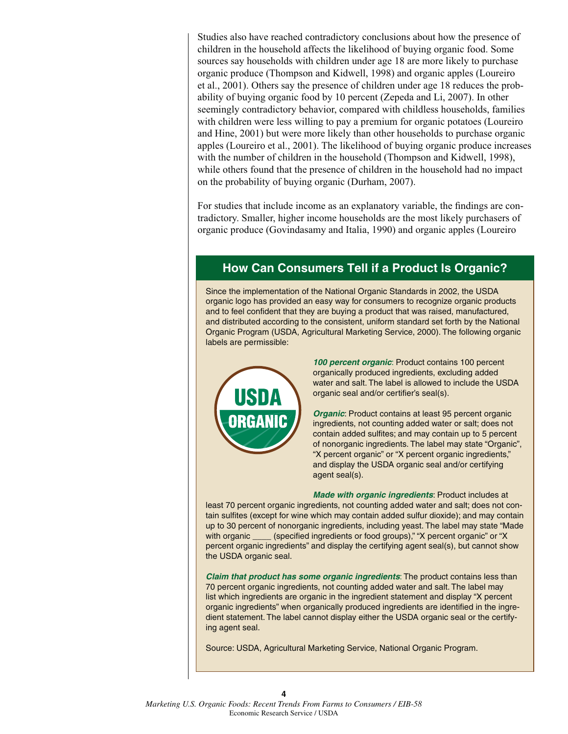Studies also have reached contradictory conclusions about how the presence of children in the household affects the likelihood of buying organic food. Some sources say households with children under age 18 are more likely to purchase organic produce (Thompson and Kidwell, 1998) and organic apples (Loureiro et al., 2001). Others say the presence of children under age 18 reduces the probability of buying organic food by 10 percent (Zepeda and Li, 2007). In other seemingly contradictory behavior, compared with childless households, families with children were less willing to pay a premium for organic potatoes (Loureiro and Hine, 2001) but were more likely than other households to purchase organic apples (Loureiro et al., 2001). The likelihood of buying organic produce increases with the number of children in the household (Thompson and Kidwell, 1998), while others found that the presence of children in the household had no impact on the probability of buying organic (Durham, 2007).

For studies that include income as an explanatory variable, the findings are contradictory. Smaller, higher income households are the most likely purchasers of organic produce (Govindasamy and Italia, 1990) and organic apples (Loureiro

## How Can Consumers Tell if a Product Is Organic?

Since the implementation of the National Organic Standards in 2002, the USDA organic logo has provided an easy way for consumers to recognize organic products and to feel confident that they are buying a product that was raised, manufactured, and distributed according to the consistent, uniform standard set forth by the National Organic Program (USDA, Agricultural Marketing Service, 2000). The following organic labels are permissible:

USDA ORGANIC

***100 percent organic***: Product contains 100 percent organically produced ingredients, excluding added water and salt. The label is allowed to include the USDA organic seal and/or certifier's seal(s).

***Organic***: Product contains at least 95 percent organic ingredients, not counting added water or salt; does not contain added sulfites; and may contain up to 5 percent of nonorganic ingredients. The label may state "Organic", "X percent organic" or "X percent organic ingredients," and display the USDA organic seal and/or certifying agent seal(s).

***Made with organic ingredients***: Product includes at least 70 percent organic ingredients, not counting added water and salt; does not contain sulfites (except for wine which may contain added sulfur dioxide); and may contain up to 30 percent of nonorganic ingredients, including yeast. The label may state "Made with organic ____ (specified ingredients or food groups)," "X percent organic" or "X percent organic ingredients" and display the certifying agent seal(s), but cannot show the USDA organic seal.

***Claim that product has some organic ingredients***: The product contains less than 70 percent organic ingredients, not counting added water and salt. The label may list which ingredients are organic in the ingredient statement and display "X percent organic ingredients" when organically produced ingredients are identified in the ingredient statement. The label cannot display either the USDA organic seal or the certifying agent seal.

Source: USDA, Agricultural Marketing Service, National Organic Program.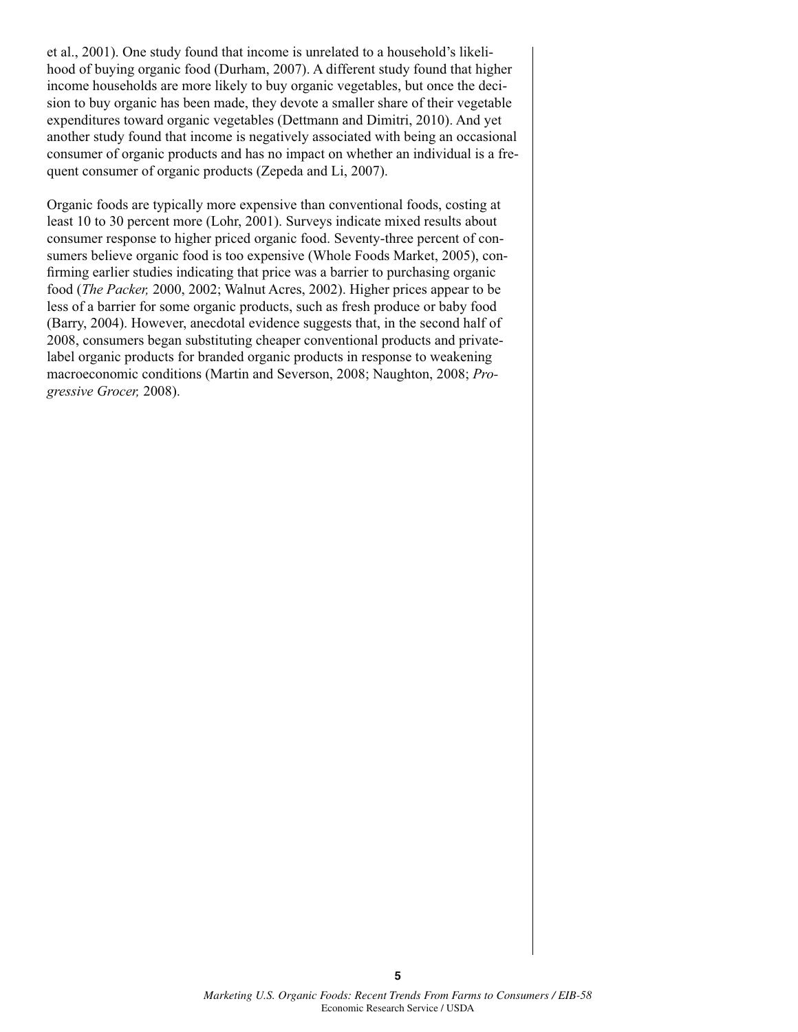et al., 2001). One study found that income is unrelated to a household's likelihood of buying organic food (Durham, 2007). A different study found that higher income households are more likely to buy organic vegetables, but once the decision to buy organic has been made, they devote a smaller share of their vegetable expenditures toward organic vegetables (Dettmann and Dimitri, 2010). And yet another study found that income is negatively associated with being an occasional consumer of organic products and has no impact on whether an individual is a frequent consumer of organic products (Zepeda and Li, 2007).

Organic foods are typically more expensive than conventional foods, costing at least 10 to 30 percent more (Lohr, 2001). Surveys indicate mixed results about consumer response to higher priced organic food. Seventy-three percent of consumers believe organic food is too expensive (Whole Foods Market, 2005), confirming earlier studies indicating that price was a barrier to purchasing organic food (*The Packer,* 2000, 2002; Walnut Acres, 2002). Higher prices appear to be less of a barrier for some organic products, such as fresh produce or baby food (Barry, 2004). However, anecdotal evidence suggests that, in the second half of 2008, consumers began substituting cheaper conventional products and private-label organic products for branded organic products in response to weakening macroeconomic conditions (Martin and Severson, 2008; Naughton, 2008; *Progressive Grocer,* 2008).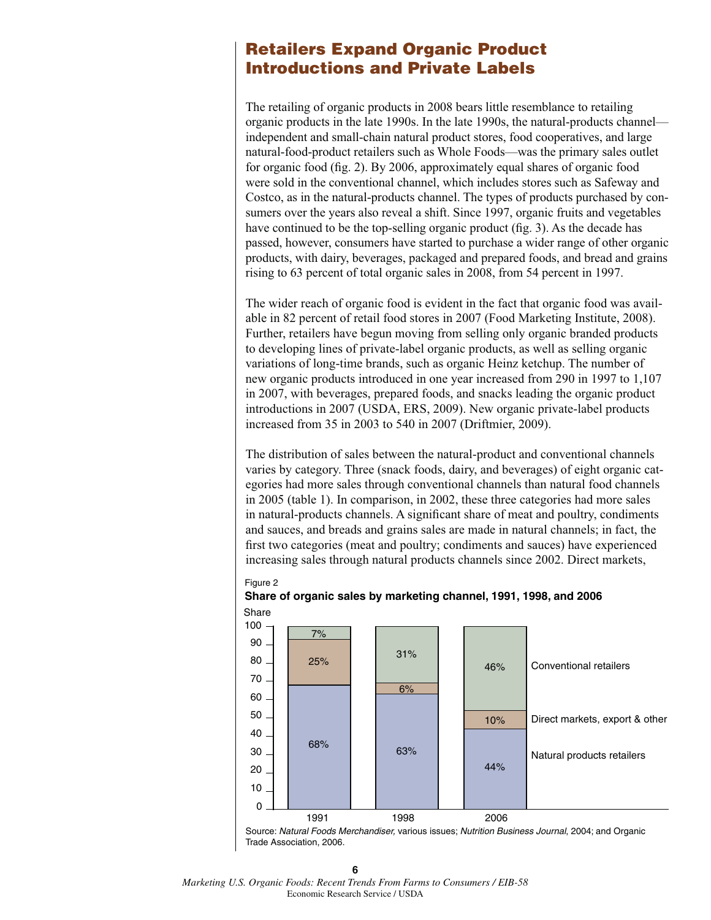## Retailers Expand Organic Product Introductions and Private Labels

The retailing of organic products in 2008 bears little resemblance to retailing organic products in the late 1990s. In the late 1990s, the natural-products channel—independent and small-chain natural product stores, food cooperatives, and large natural-food-product retailers such as Whole Foods—was the primary sales outlet for organic food (fig. 2). By 2006, approximately equal shares of organic food were sold in the conventional channel, which includes stores such as Safeway and Costco, as in the natural-products channel. The types of products purchased by consumers over the years also reveal a shift. Since 1997, organic fruits and vegetables have continued to be the top-selling organic product (fig. 3). As the decade has passed, however, consumers have started to purchase a wider range of other organic products, with dairy, beverages, packaged and prepared foods, and bread and grains rising to 63 percent of total organic sales in 2008, from 54 percent in 1997.

The wider reach of organic food is evident in the fact that organic food was available in 82 percent of retail food stores in 2007 (Food Marketing Institute, 2008). Further, retailers have begun moving from selling only organic branded products to developing lines of private-label organic products, as well as selling organic variations of long-time brands, such as organic Heinz ketchup. The number of new organic products introduced in one year increased from 290 in 1997 to 1,107 in 2007, with beverages, prepared foods, and snacks leading the organic product introductions in 2007 (USDA, ERS, 2009). New organic private-label products increased from 35 in 2003 to 540 in 2007 (Driftmier, 2009).

The distribution of sales between the natural-product and conventional channels varies by category. Three (snack foods, dairy, and beverages) of eight organic categories had more sales through conventional channels than natural food channels in 2005 (table 1). In comparison, in 2002, these three categories had more sales in natural-products channels. A significant share of meat and poultry, condiments and sauces, and breads and grains sales are made in natural channels; in fact, the first two categories (meat and poultry; condiments and sauces) have experienced increasing sales through natural products channels since 2002. Direct markets,

Figure 2

**Share of organic sales by marketing channel, 1991, 1998, and 2006**

| Share | 1991 | 1998 | 2006 |
|---|---|---|---|
| Conventional retailers | 7% | 31% | 46% |
| Direct markets, export & other | 25% | 6% | 10% |
| Natural products retailers | 68% | 63% | 44% |

Source: *Natural Foods Merchandiser,* various issues; *Nutrition Business Journal*, 2004; and Organic Trade Association, 2006.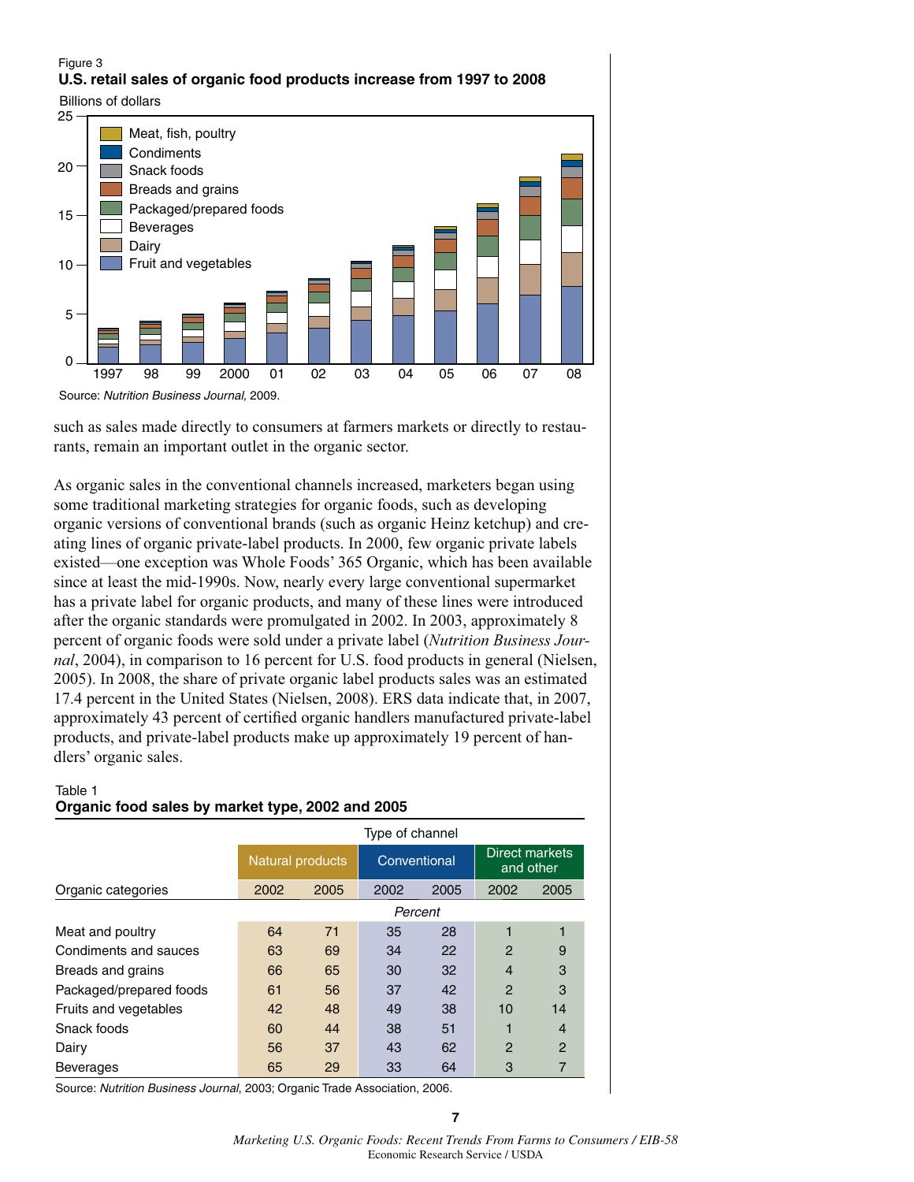Figure 3
**U.S. retail sales of organic food products increase from 1997 to 2008**

Source: *Nutrition Business Journal*, 2009.

such as sales made directly to consumers at farmers markets or directly to restaurants, remain an important outlet in the organic sector.

As organic sales in the conventional channels increased, marketers began using some traditional marketing strategies for organic foods, such as developing organic versions of conventional brands (such as organic Heinz ketchup) and creating lines of organic private-label products. In 2000, few organic private labels existed—one exception was Whole Foods' 365 Organic, which has been available since at least the mid-1990s. Now, nearly every large conventional supermarket has a private label for organic products, and many of these lines were introduced after the organic standards were promulgated in 2002. In 2003, approximately 8 percent of organic foods were sold under a private label (*Nutrition Business Journal*, 2004), in comparison to 16 percent for U.S. food products in general (Nielsen, 2005). In 2008, the share of private organic label products sales was an estimated 17.4 percent in the United States (Nielsen, 2008). ERS data indicate that, in 2007, approximately 43 percent of certified organic handlers manufactured private-label products, and private-label products make up approximately 19 percent of handlers' organic sales.

Table 1
**Organic food sales by market type, 2002 and 2005**

| | Type of channel | | | | | |
|---|---|---|---|---|---|---|
| | Natural products | | Conventional | | Direct markets and other | |
| Organic categories | 2002 | 2005 | 2002 | 2005 | 2002 | 2005 |
| | *Percent* | | | | | |
| Meat and poultry | 64 | 71 | 35 | 28 | 1 | 1 |
| Condiments and sauces | 63 | 69 | 34 | 22 | 2 | 9 |
| Breads and grains | 66 | 65 | 30 | 32 | 4 | 3 |
| Packaged/prepared foods | 61 | 56 | 37 | 42 | 2 | 3 |
| Fruits and vegetables | 42 | 48 | 49 | 38 | 10 | 14 |
| Snack foods | 60 | 44 | 38 | 51 | 1 | 4 |
| Dairy | 56 | 37 | 43 | 62 | 2 | 2 |
| Beverages | 65 | 29 | 33 | 64 | 3 | 7 |

Source: *Nutrition Business Journal*, 2003; Organic Trade Association, 2006.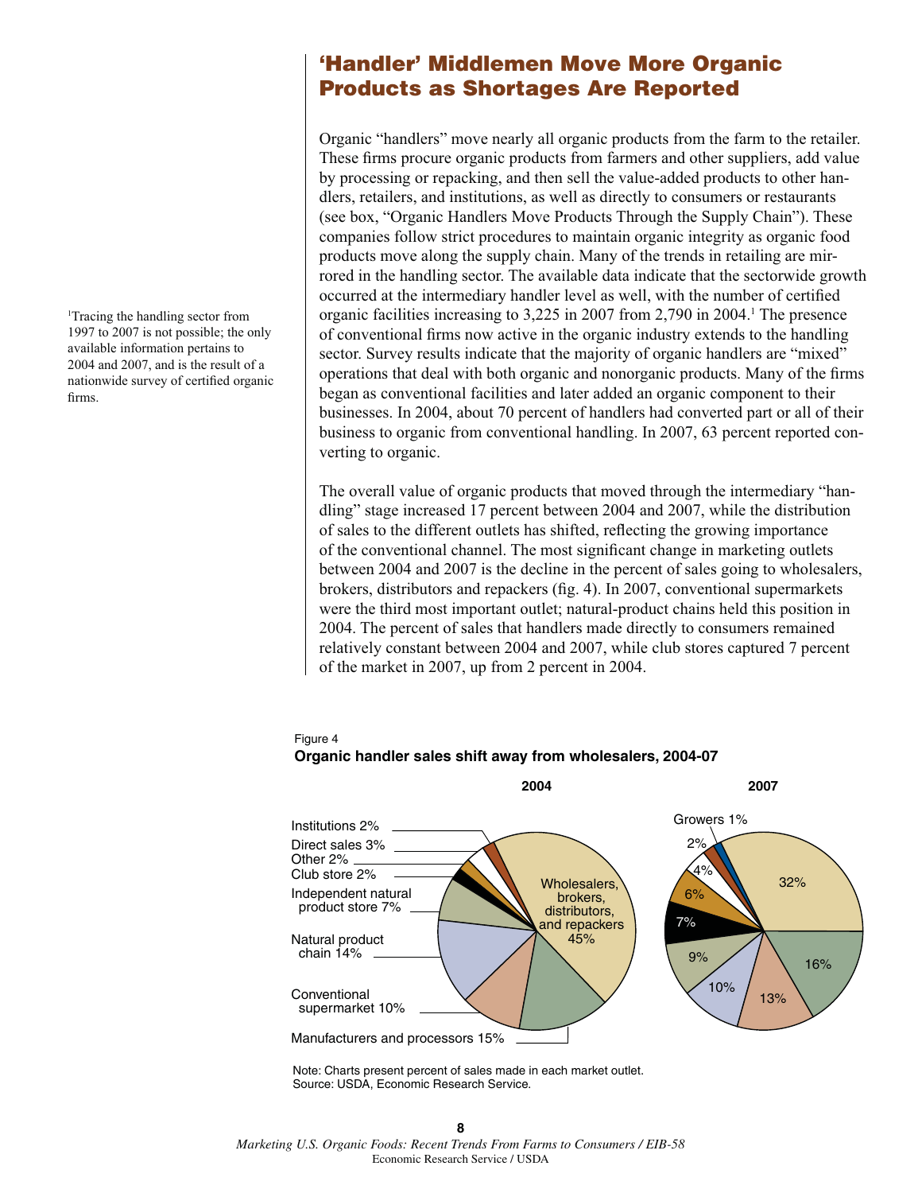# 'Handler' Middlemen Move More Organic Products as Shortages Are Reported

Organic "handlers" move nearly all organic products from the farm to the retailer. These firms procure organic products from farmers and other suppliers, add value by processing or repacking, and then sell the value-added products to other handlers, retailers, and institutions, as well as directly to consumers or restaurants (see box, "Organic Handlers Move Products Through the Supply Chain"). These companies follow strict procedures to maintain organic integrity as organic food products move along the supply chain. Many of the trends in retailing are mirrored in the handling sector. The available data indicate that the sectorwide growth occurred at the intermediary handler level as well, with the number of certified organic facilities increasing to 3,225 in 2007 from 2,790 in 2004.[1] The presence of conventional firms now active in the organic industry extends to the handling sector. Survey results indicate that the majority of organic handlers are "mixed" operations that deal with both organic and nonorganic products. Many of the firms began as conventional facilities and later added an organic component to their businesses. In 2004, about 70 percent of handlers had converted part or all of their business to organic from conventional handling. In 2007, 63 percent reported converting to organic.

[1]Tracing the handling sector from 1997 to 2007 is not possible; the only available information pertains to 2004 and 2007, and is the result of a nationwide survey of certified organic firms.

The overall value of organic products that moved through the intermediary "handling" stage increased 17 percent between 2004 and 2007, while the distribution of sales to the different outlets has shifted, reflecting the growing importance of the conventional channel. The most significant change in marketing outlets between 2004 and 2007 is the decline in the percent of sales going to wholesalers, brokers, distributors and repackers (fig. 4). In 2007, conventional supermarkets were the third most important outlet; natural-product chains held this position in 2004. The percent of sales that handlers made directly to consumers remained relatively constant between 2004 and 2007, while club stores captured 7 percent of the market in 2007, up from 2 percent in 2004.

Figure 4

**Organic handler sales shift away from wholesalers, 2004-07**

| Market outlet | 2004 | 2007 |
|---|---|---|
| Wholesalers, brokers, distributors, and repackers | 45% | 32% |
| Manufacturers and processors | 15% | 16% |
| Conventional supermarket | 10% | 13% |
| Natural product chain | 14% | 10% |
| Independent natural product store | 7% | 9% |
| Club store | 2% | 7% |
| Other | 2% | 6% |
| Direct sales | 3% | 4% |
| Institutions | 2% | 2% |
| Growers | | 1% |

Note: Charts present percent of sales made in each market outlet.
Source: USDA, Economic Research Service.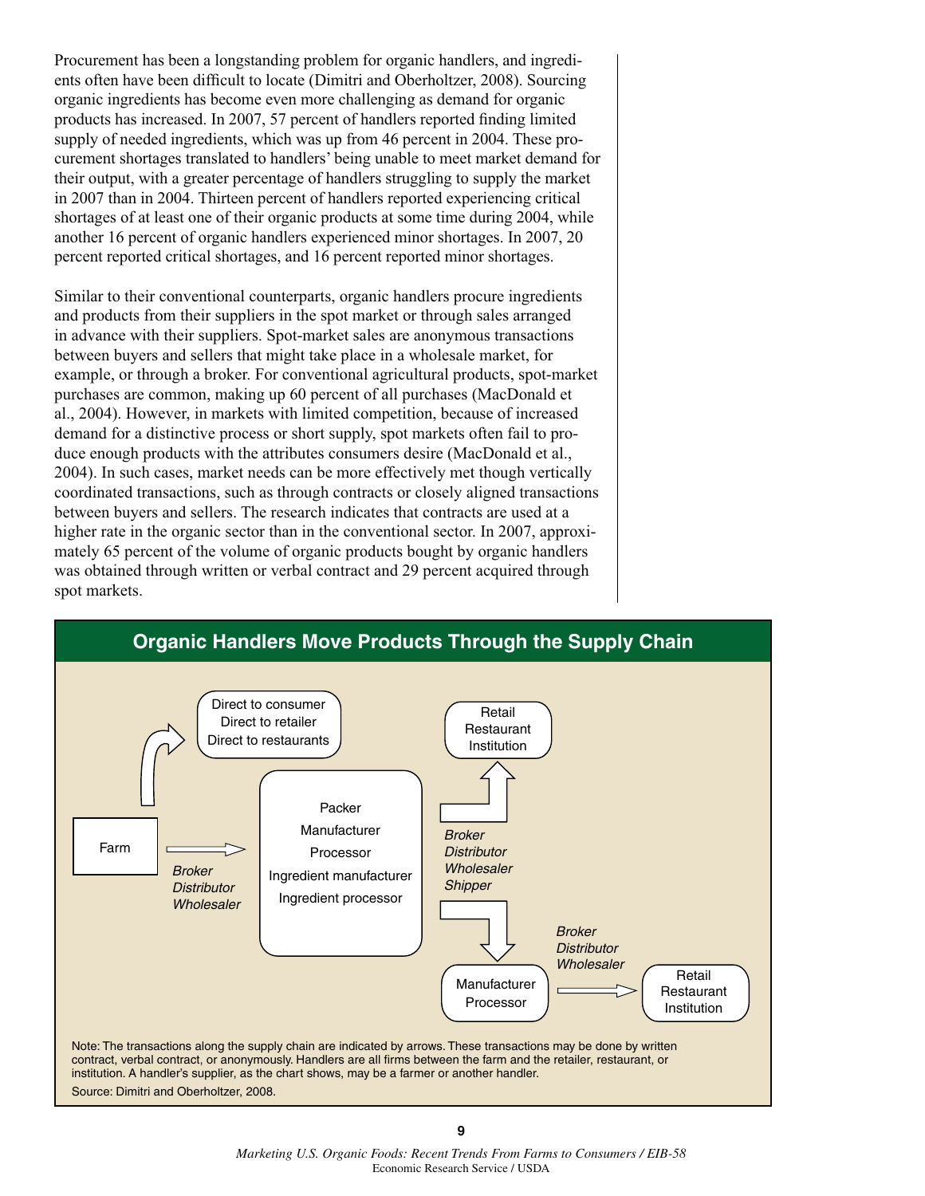Procurement has been a longstanding problem for organic handlers, and ingredients often have been difficult to locate (Dimitri and Oberholtzer, 2008). Sourcing organic ingredients has become even more challenging as demand for organic products has increased. In 2007, 57 percent of handlers reported finding limited supply of needed ingredients, which was up from 46 percent in 2004. These procurement shortages translated to handlers' being unable to meet market demand for their output, with a greater percentage of handlers struggling to supply the market in 2007 than in 2004. Thirteen percent of handlers reported experiencing critical shortages of at least one of their organic products at some time during 2004, while another 16 percent of organic handlers experienced minor shortages. In 2007, 20 percent reported critical shortages, and 16 percent reported minor shortages.

Similar to their conventional counterparts, organic handlers procure ingredients and products from their suppliers in the spot market or through sales arranged in advance with their suppliers. Spot-market sales are anonymous transactions between buyers and sellers that might take place in a wholesale market, for example, or through a broker. For conventional agricultural products, spot-market purchases are common, making up 60 percent of all purchases (MacDonald et al., 2004). However, in markets with limited competition, because of increased demand for a distinctive process or short supply, spot markets often fail to produce enough products with the attributes consumers desire (MacDonald et al., 2004). In such cases, market needs can be more effectively met though vertically coordinated transactions, such as through contracts or closely aligned transactions between buyers and sellers. The research indicates that contracts are used at a higher rate in the organic sector than in the conventional sector. In 2007, approximately 65 percent of the volume of organic products bought by organic handlers was obtained through written or verbal contract and 29 percent acquired through spot markets.

## Organic Handlers Move Products Through the Supply Chain

- Farm → Direct to consumer / Direct to retailer / Direct to restaurants
- Farm → (*Broker, Distributor, Wholesaler*) → Packer / Manufacturer / Processor / Ingredient manufacturer / Ingredient processor
- Packer / Manufacturer / Processor / Ingredient manufacturer / Ingredient processor → (*Broker, Distributor, Wholesaler, Shipper*) → Retail / Restaurant / Institution
- Packer / Manufacturer / Processor / Ingredient manufacturer / Ingredient processor → (*Broker, Distributor, Wholesaler, Shipper*) → Manufacturer / Processor
- Manufacturer / Processor → (*Broker, Distributor, Wholesaler*) → Retail / Restaurant / Institution

Note: The transactions along the supply chain are indicated by arrows. These transactions may be done by written contract, verbal contract, or anonymously. Handlers are all firms between the farm and the retailer, restaurant, or institution. A handler's supplier, as the chart shows, may be a farmer or another handler.

Source: Dimitri and Oberholtzer, 2008.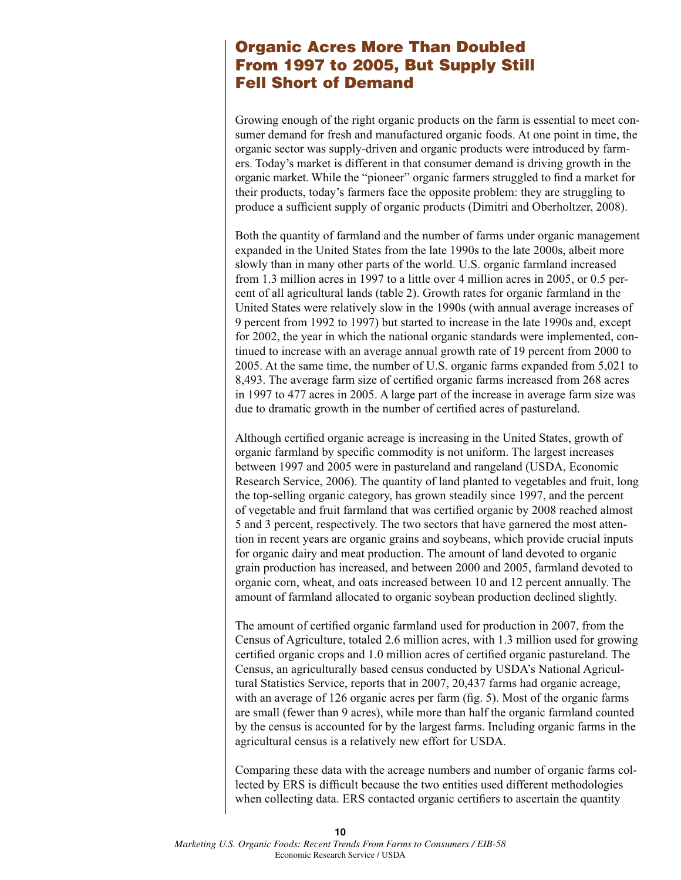## Organic Acres More Than Doubled From 1997 to 2005, But Supply Still Fell Short of Demand

Growing enough of the right organic products on the farm is essential to meet consumer demand for fresh and manufactured organic foods. At one point in time, the organic sector was supply-driven and organic products were introduced by farmers. Today's market is different in that consumer demand is driving growth in the organic market. While the "pioneer" organic farmers struggled to find a market for their products, today's farmers face the opposite problem: they are struggling to produce a sufficient supply of organic products (Dimitri and Oberholtzer, 2008).

Both the quantity of farmland and the number of farms under organic management expanded in the United States from the late 1990s to the late 2000s, albeit more slowly than in many other parts of the world. U.S. organic farmland increased from 1.3 million acres in 1997 to a little over 4 million acres in 2005, or 0.5 percent of all agricultural lands (table 2). Growth rates for organic farmland in the United States were relatively slow in the 1990s (with annual average increases of 9 percent from 1992 to 1997) but started to increase in the late 1990s and, except for 2002, the year in which the national organic standards were implemented, continued to increase with an average annual growth rate of 19 percent from 2000 to 2005. At the same time, the number of U.S. organic farms expanded from 5,021 to 8,493. The average farm size of certified organic farms increased from 268 acres in 1997 to 477 acres in 2005. A large part of the increase in average farm size was due to dramatic growth in the number of certified acres of pastureland.

Although certified organic acreage is increasing in the United States, growth of organic farmland by specific commodity is not uniform. The largest increases between 1997 and 2005 were in pastureland and rangeland (USDA, Economic Research Service, 2006). The quantity of land planted to vegetables and fruit, long the top-selling organic category, has grown steadily since 1997, and the percent of vegetable and fruit farmland that was certified organic by 2008 reached almost 5 and 3 percent, respectively. The two sectors that have garnered the most attention in recent years are organic grains and soybeans, which provide crucial inputs for organic dairy and meat production. The amount of land devoted to organic grain production has increased, and between 2000 and 2005, farmland devoted to organic corn, wheat, and oats increased between 10 and 12 percent annually. The amount of farmland allocated to organic soybean production declined slightly.

The amount of certified organic farmland used for production in 2007, from the Census of Agriculture, totaled 2.6 million acres, with 1.3 million used for growing certified organic crops and 1.0 million acres of certified organic pastureland. The Census, an agriculturally based census conducted by USDA's National Agricultural Statistics Service, reports that in 2007, 20,437 farms had organic acreage, with an average of 126 organic acres per farm (fig. 5). Most of the organic farms are small (fewer than 9 acres), while more than half the organic farmland counted by the census is accounted for by the largest farms. Including organic farms in the agricultural census is a relatively new effort for USDA.

Comparing these data with the acreage numbers and number of organic farms collected by ERS is difficult because the two entities used different methodologies when collecting data. ERS contacted organic certifiers to ascertain the quantity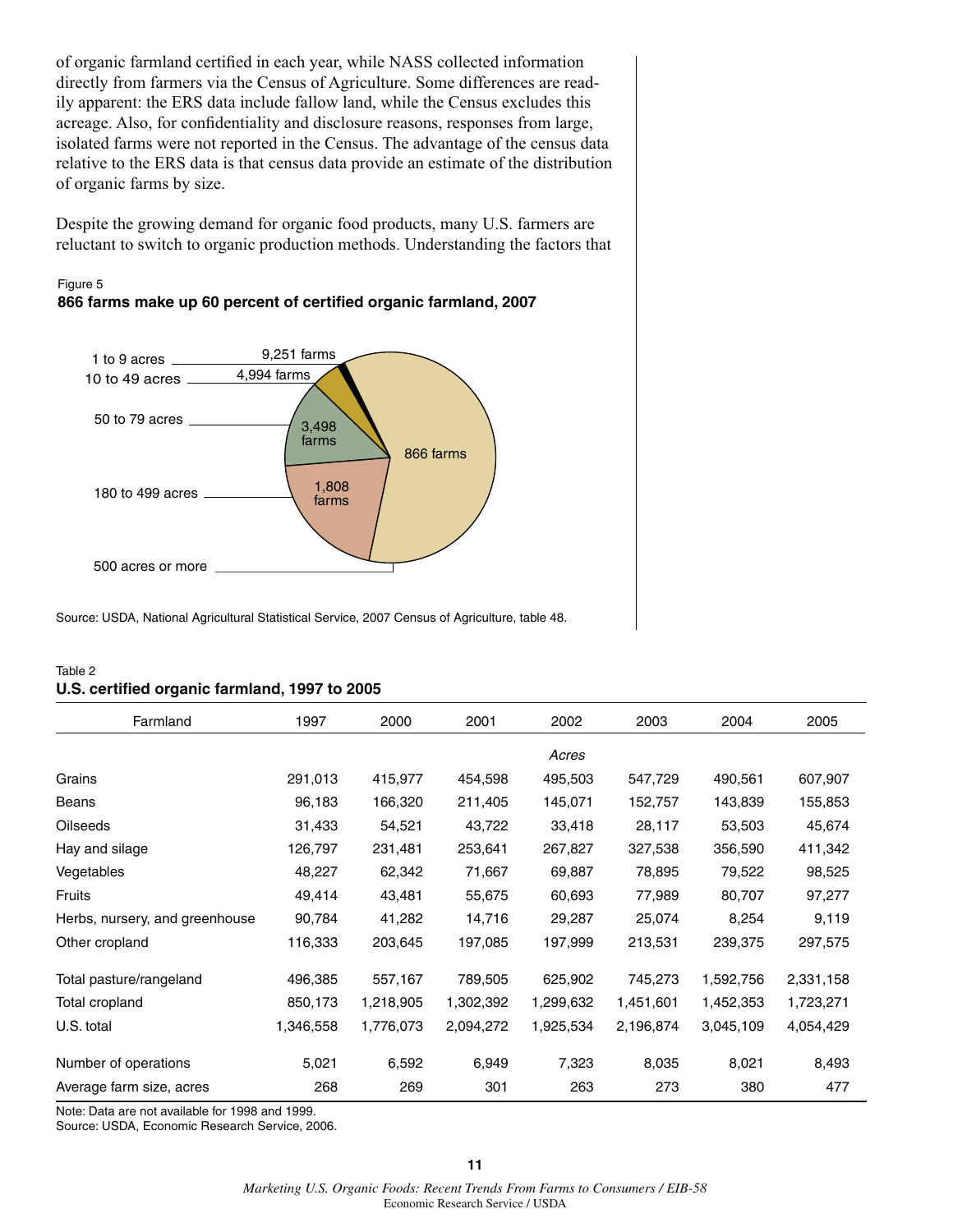of organic farmland certified in each year, while NASS collected information directly from farmers via the Census of Agriculture. Some differences are readily apparent: the ERS data include fallow land, while the Census excludes this acreage. Also, for confidentiality and disclosure reasons, responses from large, isolated farms were not reported in the Census. The advantage of the census data relative to the ERS data is that census data provide an estimate of the distribution of organic farms by size.

Despite the growing demand for organic food products, many U.S. farmers are reluctant to switch to organic production methods. Understanding the factors that

Figure 5

**866 farms make up 60 percent of certified organic farmland, 2007**

| Farm size | Number of farms |
|---|---|
| 1 to 9 acres | 9,251 farms |
| 10 to 49 acres | 4,994 farms |
| 50 to 79 acres | 3,498 farms |
| 180 to 499 acres | 1,808 farms |
| 500 acres or more | 866 farms |

Source: USDA, National Agricultural Statistical Service, 2007 Census of Agriculture, table 48.

Table 2

**U.S. certified organic farmland, 1997 to 2005**

| Farmland | 1997 | 2000 | 2001 | 2002 | 2003 | 2004 | 2005 |
|---|---|---|---|---|---|---|---|
| | | | | *Acres* | | | |
| Grains | 291,013 | 415,977 | 454,598 | 495,503 | 547,729 | 490,561 | 607,907 |
| Beans | 96,183 | 166,320 | 211,405 | 145,071 | 152,757 | 143,839 | 155,853 |
| Oilseeds | 31,433 | 54,521 | 43,722 | 33,418 | 28,117 | 53,503 | 45,674 |
| Hay and silage | 126,797 | 231,481 | 253,641 | 267,827 | 327,538 | 356,590 | 411,342 |
| Vegetables | 48,227 | 62,342 | 71,667 | 69,887 | 78,895 | 79,522 | 98,525 |
| Fruits | 49,414 | 43,481 | 55,675 | 60,693 | 77,989 | 80,707 | 97,277 |
| Herbs, nursery, and greenhouse | 90,784 | 41,282 | 14,716 | 29,287 | 25,074 | 8,254 | 9,119 |
| Other cropland | 116,333 | 203,645 | 197,085 | 197,999 | 213,531 | 239,375 | 297,575 |
| Total pasture/rangeland | 496,385 | 557,167 | 789,505 | 625,902 | 745,273 | 1,592,756 | 2,331,158 |
| Total cropland | 850,173 | 1,218,905 | 1,302,392 | 1,299,632 | 1,451,601 | 1,452,353 | 1,723,271 |
| U.S. total | 1,346,558 | 1,776,073 | 2,094,272 | 1,925,534 | 2,196,874 | 3,045,109 | 4,054,429 |
| Number of operations | 5,021 | 6,592 | 6,949 | 7,323 | 8,035 | 8,021 | 8,493 |
| Average farm size, acres | 268 | 269 | 301 | 263 | 273 | 380 | 477 |

Note: Data are not available for 1998 and 1999.

Source: USDA, Economic Research Service, 2006.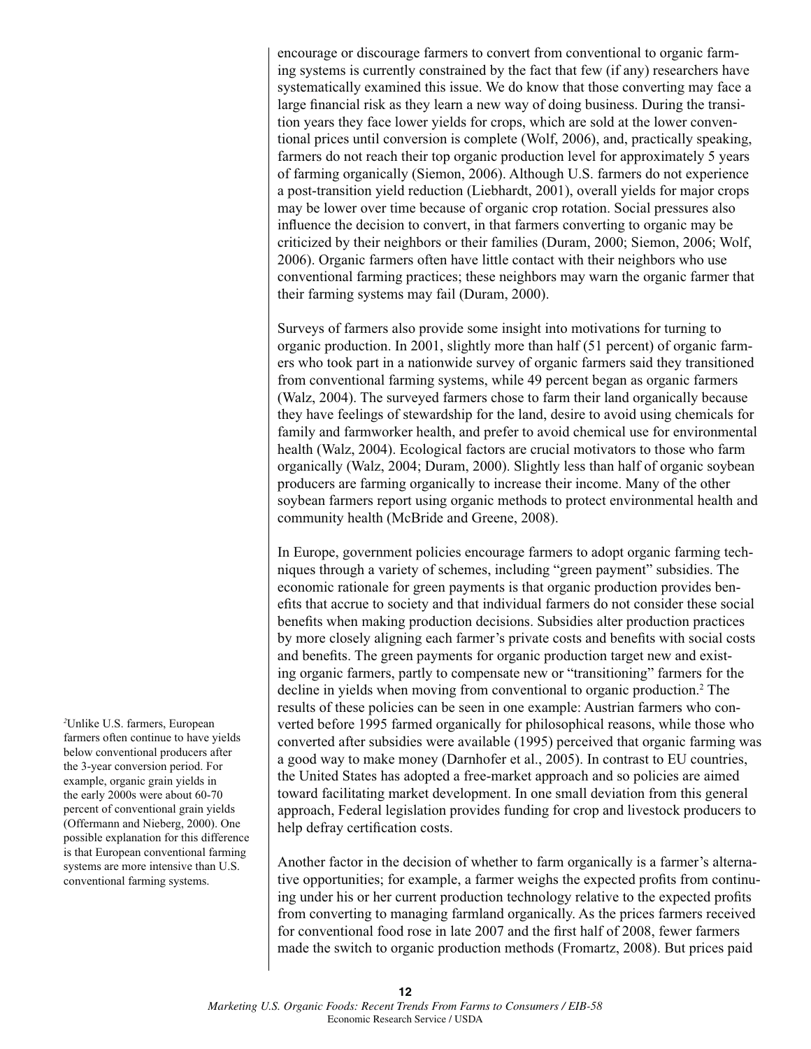encourage or discourage farmers to convert from conventional to organic farming systems is currently constrained by the fact that few (if any) researchers have systematically examined this issue. We do know that those converting may face a large financial risk as they learn a new way of doing business. During the transition years they face lower yields for crops, which are sold at the lower conventional prices until conversion is complete (Wolf, 2006), and, practically speaking, farmers do not reach their top organic production level for approximately 5 years of farming organically (Siemon, 2006). Although U.S. farmers do not experience a post-transition yield reduction (Liebhardt, 2001), overall yields for major crops may be lower over time because of organic crop rotation. Social pressures also influence the decision to convert, in that farmers converting to organic may be criticized by their neighbors or their families (Duram, 2000; Siemon, 2006; Wolf, 2006). Organic farmers often have little contact with their neighbors who use conventional farming practices; these neighbors may warn the organic farmer that their farming systems may fail (Duram, 2000).

Surveys of farmers also provide some insight into motivations for turning to organic production. In 2001, slightly more than half (51 percent) of organic farmers who took part in a nationwide survey of organic farmers said they transitioned from conventional farming systems, while 49 percent began as organic farmers (Walz, 2004). The surveyed farmers chose to farm their land organically because they have feelings of stewardship for the land, desire to avoid using chemicals for family and farmworker health, and prefer to avoid chemical use for environmental health (Walz, 2004). Ecological factors are crucial motivators to those who farm organically (Walz, 2004; Duram, 2000). Slightly less than half of organic soybean producers are farming organically to increase their income. Many of the other soybean farmers report using organic methods to protect environmental health and community health (McBride and Greene, 2008).

In Europe, government policies encourage farmers to adopt organic farming techniques through a variety of schemes, including "green payment" subsidies. The economic rationale for green payments is that organic production provides benefits that accrue to society and that individual farmers do not consider these social benefits when making production decisions. Subsidies alter production practices by more closely aligning each farmer's private costs and benefits with social costs and benefits. The green payments for organic production target new and existing organic farmers, partly to compensate new or "transitioning" farmers for the decline in yields when moving from conventional to organic production.[2] The results of these policies can be seen in one example: Austrian farmers who converted before 1995 farmed organically for philosophical reasons, while those who converted after subsidies were available (1995) perceived that organic farming was a good way to make money (Darnhofer et al., 2005). In contrast to EU countries, the United States has adopted a free-market approach and so policies are aimed toward facilitating market development. In one small deviation from this general approach, Federal legislation provides funding for crop and livestock producers to help defray certification costs.

Another factor in the decision of whether to farm organically is a farmer's alternative opportunities; for example, a farmer weighs the expected profits from continuing under his or her current production technology relative to the expected profits from converting to managing farmland organically. As the prices farmers received for conventional food rose in late 2007 and the first half of 2008, fewer farmers made the switch to organic production methods (Fromartz, 2008). But prices paid

[2] Unlike U.S. farmers, European farmers often continue to have yields below conventional producers after the 3-year conversion period. For example, organic grain yields in the early 2000s were about 60-70 percent of conventional grain yields (Offermann and Nieberg, 2000). One possible explanation for this difference is that European conventional farming systems are more intensive than U.S. conventional farming systems.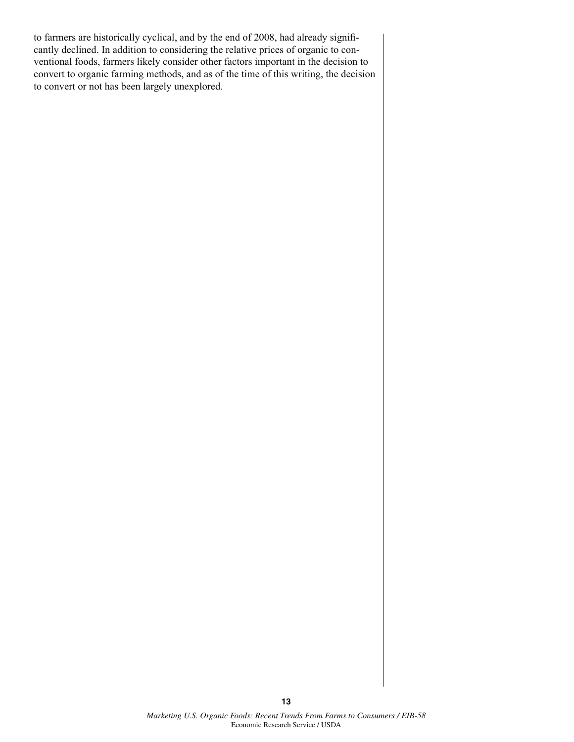to farmers are historically cyclical, and by the end of 2008, had already significantly declined. In addition to considering the relative prices of organic to conventional foods, farmers likely consider other factors important in the decision to convert to organic farming methods, and as of the time of this writing, the decision to convert or not has been largely unexplored.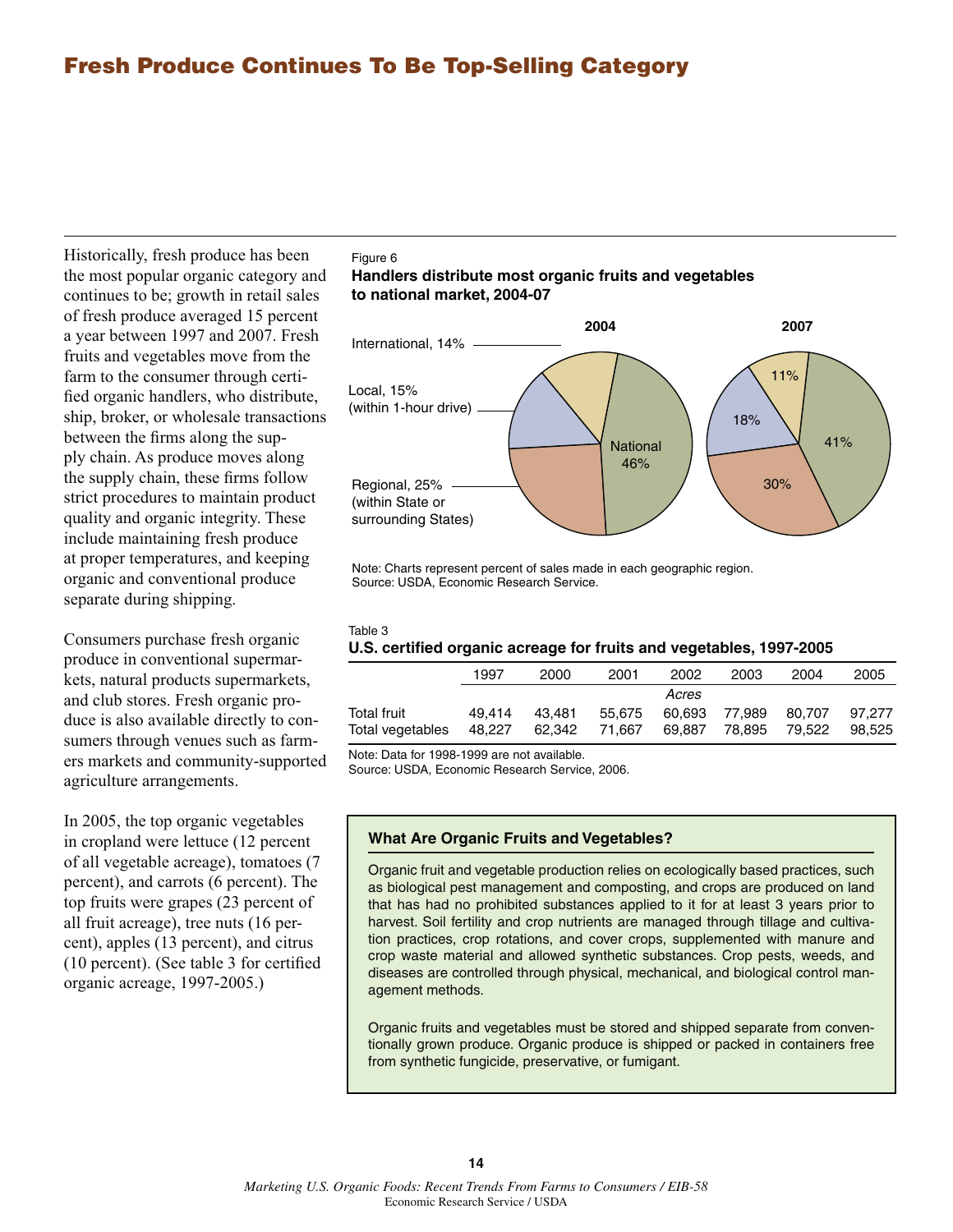# Fresh Produce Continues To Be Top-Selling Category

Historically, fresh produce has been the most popular organic category and continues to be; growth in retail sales of fresh produce averaged 15 percent a year between 1997 and 2007. Fresh fruits and vegetables move from the farm to the consumer through certified organic handlers, who distribute, ship, broker, or wholesale transactions between the firms along the supply chain. As produce moves along the supply chain, these firms follow strict procedures to maintain product quality and organic integrity. These include maintaining fresh produce at proper temperatures, and keeping organic and conventional produce separate during shipping.

Consumers purchase fresh organic produce in conventional supermarkets, natural products supermarkets, and club stores. Fresh organic produce is also available directly to consumers through venues such as farmers markets and community-supported agriculture arrangements.

In 2005, the top organic vegetables in cropland were lettuce (12 percent of all vegetable acreage), tomatoes (7 percent), and carrots (6 percent). The top fruits were grapes (23 percent of all fruit acreage), tree nuts (16 percent), apples (13 percent), and citrus (10 percent). (See table 3 for certified organic acreage, 1997-2005.)

Figure 6

**Handlers distribute most organic fruits and vegetables to national market, 2004-07**

| | 2004 | 2007 |
|---|---|---|
| International | 14% | 11% |
| Local (within 1-hour drive) | 15% | 18% |
| Regional (within State or surrounding States) | 25% | 30% |
| National | 46% | 41% |

Note: Charts represent percent of sales made in each geographic region.
Source: USDA, Economic Research Service.

Table 3

**U.S. certified organic acreage for fruits and vegetables, 1997-2005**

| | 1997 | 2000 | 2001 | 2002 | 2003 | 2004 | 2005 |
|---|---|---|---|---|---|---|---|
| | | | | *Acres* | | | |
| Total fruit | 49,414 | 43,481 | 55,675 | 60,693 | 77,989 | 80,707 | 97,277 |
| Total vegetables | 48,227 | 62,342 | 71,667 | 69,887 | 78,895 | 79,522 | 98,525 |

Note: Data for 1998-1999 are not available.
Source: USDA, Economic Research Service, 2006.

**What Are Organic Fruits and Vegetables?**

Organic fruit and vegetable production relies on ecologically based practices, such as biological pest management and composting, and crops are produced on land that has had no prohibited substances applied to it for at least 3 years prior to harvest. Soil fertility and crop nutrients are managed through tillage and cultivation practices, crop rotations, and cover crops, supplemented with manure and crop waste material and allowed synthetic substances. Crop pests, weeds, and diseases are controlled through physical, mechanical, and biological control management methods.

Organic fruits and vegetables must be stored and shipped separate from conventionally grown produce. Organic produce is shipped or packed in containers free from synthetic fungicide, preservative, or fumigant.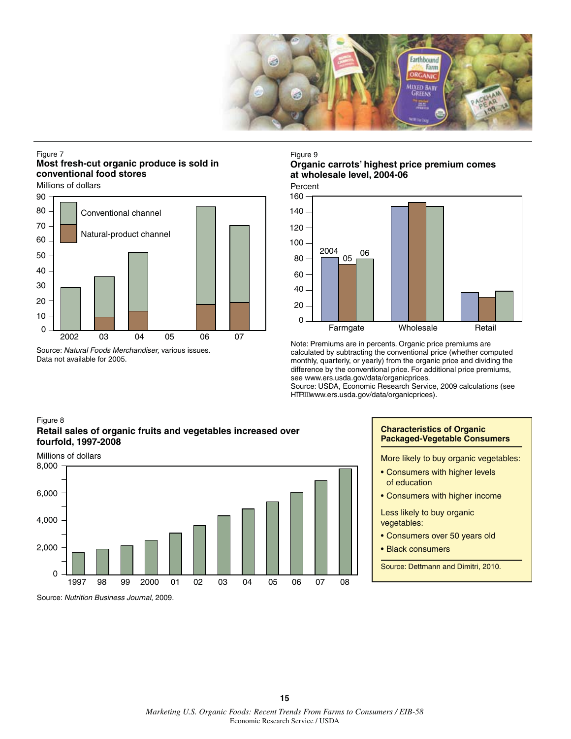Figure 7

**Most fresh-cut organic produce is sold in conventional food stores**

Millions of dollars

Source: *Natural Foods Merchandiser,* various issues. Data not available for 2005.

Figure 9

**Organic carrots' highest price premium comes at wholesale level, 2004-06**

Percent

Note: Premiums are in percents. Organic price premiums are calculated by subtracting the conventional price (whether computed monthly, quarterly, or yearly) from the organic price and dividing the difference by the conventional price. For additional price premiums, see www.ers.usda.gov/data/organicprices.

Source: USDA, Economic Research Service, 2009 calculations (see HTTP://www.ers.usda.gov/data/organicprices).

Figure 8

**Retail sales of organic fruits and vegetables increased over fourfold, 1997-2008**

Millions of dollars

Source: *Nutrition Business Journal*, 2009.

**Characteristics of Organic Packaged-Vegetable Consumers**

More likely to buy organic vegetables:

- Consumers with higher levels of education
- Consumers with higher income

Less likely to buy organic vegetables:

- Consumers over 50 years old
- Black consumers

Source: Dettmann and Dimitri, 2010.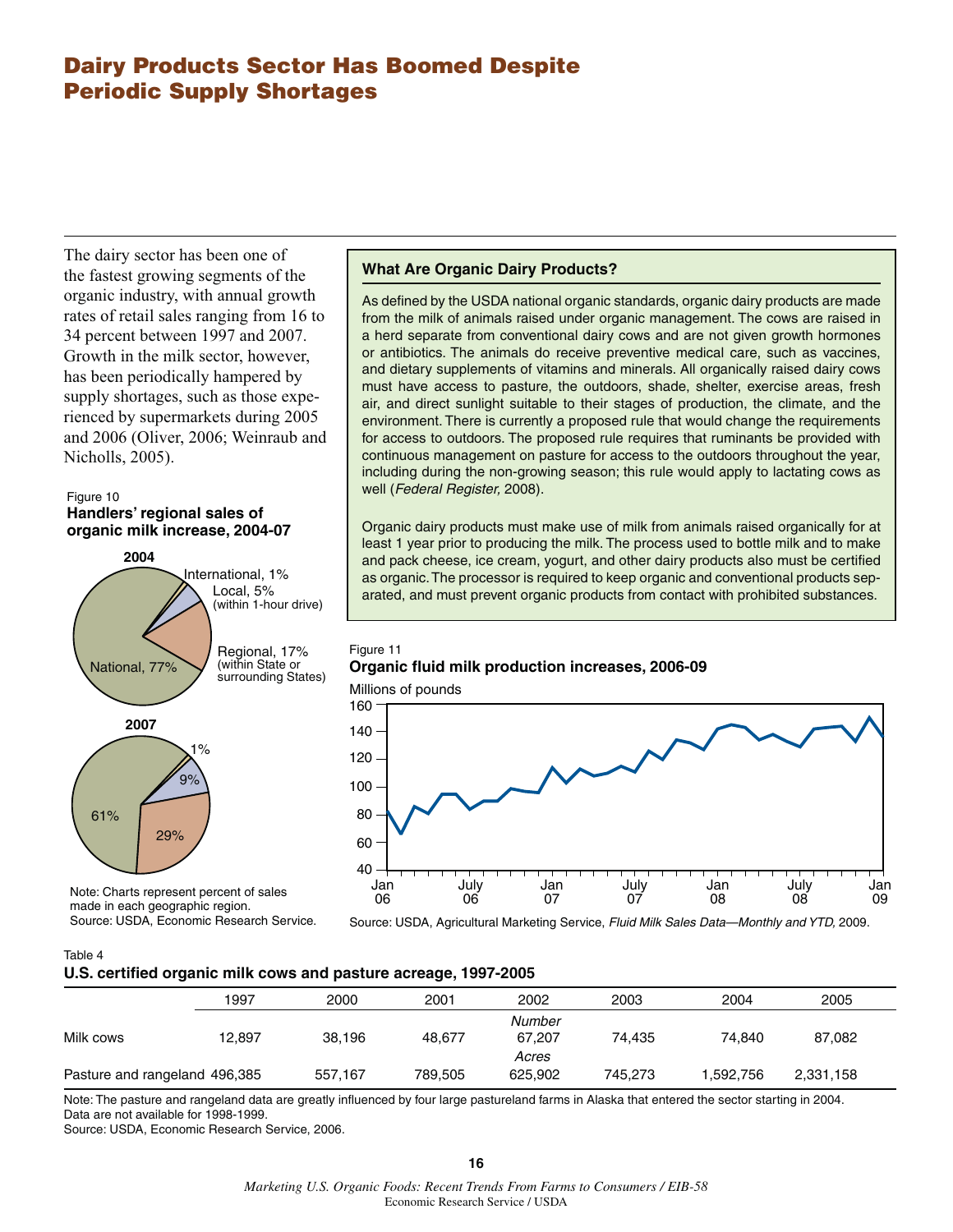# Dairy Products Sector Has Boomed Despite Periodic Supply Shortages

The dairy sector has been one of the fastest growing segments of the organic industry, with annual growth rates of retail sales ranging from 16 to 34 percent between 1997 and 2007. Growth in the milk sector, however, has been periodically hampered by supply shortages, such as those experienced by supermarkets during 2005 and 2006 (Oliver, 2006; Weinraub and Nicholls, 2005).

### What Are Organic Dairy Products?

As defined by the USDA national organic standards, organic dairy products are made from the milk of animals raised under organic management. The cows are raised in a herd separate from conventional dairy cows and are not given growth hormones or antibiotics. The animals do receive preventive medical care, such as vaccines, and dietary supplements of vitamins and minerals. All organically raised dairy cows must have access to pasture, the outdoors, shade, shelter, exercise areas, fresh air, and direct sunlight suitable to their stages of production, the climate, and the environment. There is currently a proposed rule that would change the requirements for access to outdoors. The proposed rule requires that ruminants be provided with continuous management on pasture for access to the outdoors throughout the year, including during the non-growing season; this rule would apply to lactating cows as well (*Federal Register,* 2008).

Organic dairy products must make use of milk from animals raised organically for at least 1 year prior to producing the milk. The process used to bottle milk and to make and pack cheese, ice cream, yogurt, and other dairy products also must be certified as organic. The processor is required to keep organic and conventional products separated, and must prevent organic products from contact with prohibited substances.

Figure 10
**Handlers' regional sales of organic milk increase, 2004-07**

2004: National, 77%; Regional, 17% (within State or surrounding States); Local, 5% (within 1-hour drive); International, 1%

2007: 61%; 29%; 9%; 1%

Note: Charts represent percent of sales made in each geographic region.
Source: USDA, Economic Research Service.

Figure 11
**Organic fluid milk production increases, 2006-09**

Millions of pounds

Source: USDA, Agricultural Marketing Service, *Fluid Milk Sales Data—Monthly and YTD,* 2009.

Table 4
**U.S. certified organic milk cows and pasture acreage, 1997-2005**

| | 1997 | 2000 | 2001 | 2002 | 2003 | 2004 | 2005 |
|---|---|---|---|---|---|---|---|
| | | | | *Number* | | | |
| Milk cows | 12,897 | 38,196 | 48,677 | 67,207 | 74,435 | 74,840 | 87,082 |
| | | | | *Acres* | | | |
| Pasture and rangeland | 496,385 | 557,167 | 789,505 | 625,902 | 745,273 | 1,592,756 | 2,331,158 |

Note: The pasture and rangeland data are greatly influenced by four large pastureland farms in Alaska that entered the sector starting in 2004.
Data are not available for 1998-1999.
Source: USDA, Economic Research Service, 2006.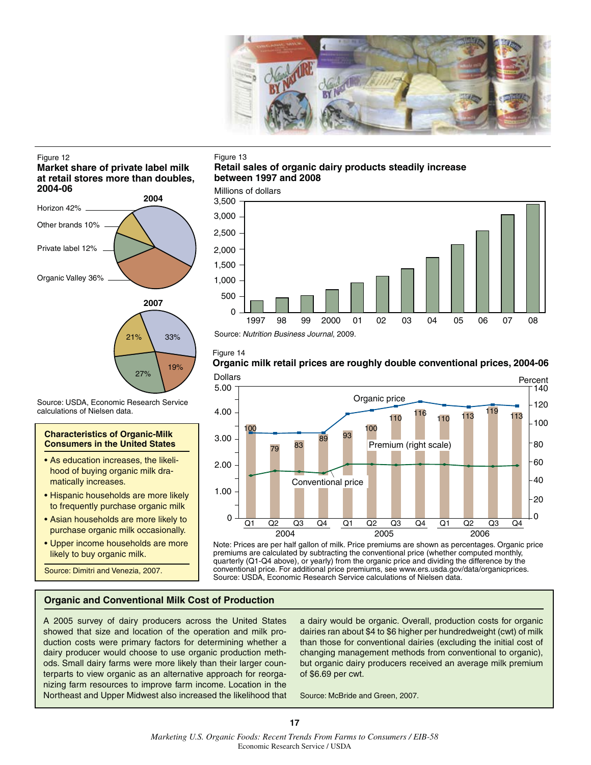Figure 12

**Market share of private label milk at retail stores more than doubles, 2004-06**

**2004**

Horizon 42%

Other brands 10%

Private label 12%

Organic Valley 36%

**2007**

33%

19%

27%

21%

Source: USDA, Economic Research Service calculations of Nielsen data.

Figure 13

**Retail sales of organic dairy products steadily increase between 1997 and 2008**

Millions of dollars

Source: *Nutrition Business Journal*, 2009.

Figure 14

**Organic milk retail prices are roughly double conventional prices, 2004-06**

| | 2004 Q1 | 2004 Q2 | 2004 Q3 | 2004 Q4 | 2005 Q1 | 2005 Q2 | 2005 Q3 | 2005 Q4 | 2006 Q1 | 2006 Q2 | 2006 Q3 | 2006 Q4 |
|---|---|---|---|---|---|---|---|---|---|---|---|---|
| Premium (right scale), percent | 100 | 79 | 83 | 89 | 93 | 100 | 110 | 116 | 110 | 113 | 119 | 113 |

Note: Prices are per half gallon of milk. Price premiums are shown as percentages. Organic price premiums are calculated by subtracting the conventional price (whether computed monthly, quarterly (Q1-Q4 above), or yearly) from the organic price and dividing the difference by the conventional price. For additional price premiums, see www.ers.usda.gov/data/organicprices.
Source: USDA, Economic Research Service calculations of Nielsen data.

**Characteristics of Organic-Milk Consumers in the United States**

- As education increases, the likelihood of buying organic milk dramatically increases.
- Hispanic households are more likely to frequently purchase organic milk
- Asian households are more likely to purchase organic milk occasionally.
- Upper income households are more likely to buy organic milk.

Source: Dimitri and Venezia, 2007.

## Organic and Conventional Milk Cost of Production

A 2005 survey of dairy producers across the United States showed that size and location of the operation and milk production costs were primary factors for determining whether a dairy producer would choose to use organic production methods. Small dairy farms were more likely than their larger counterparts to view organic as an alternative approach for reorganizing farm resources to improve farm income. Location in the Northeast and Upper Midwest also increased the likelihood that a dairy would be organic. Overall, production costs for organic dairies ran about \$4 to \$6 higher per hundredweight (cwt) of milk than those for conventional dairies (excluding the initial cost of changing management methods from conventional to organic), but organic dairy producers received an average milk premium of \$6.69 per cwt.

Source: McBride and Green, 2007.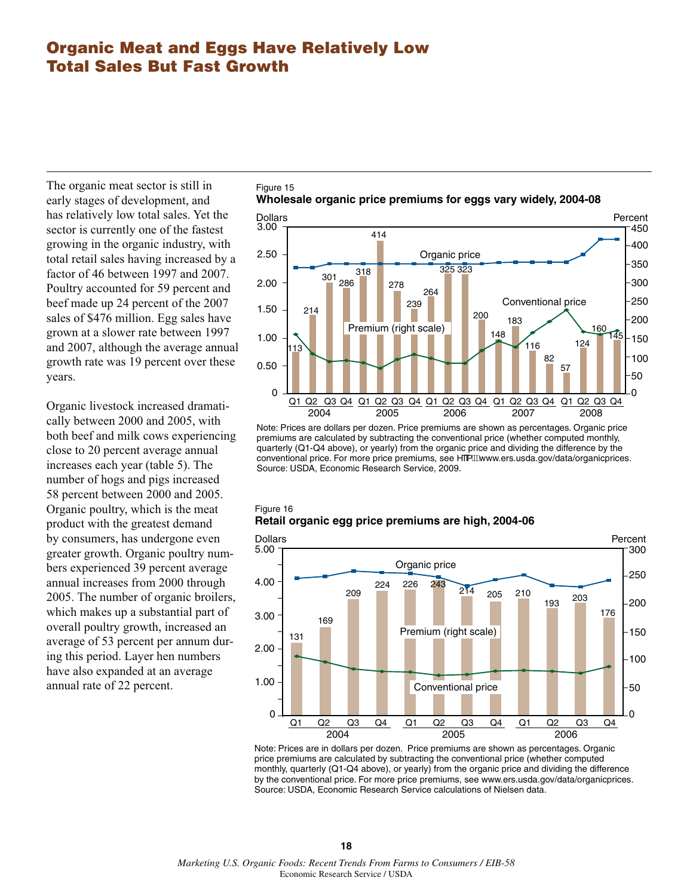# Organic Meat and Eggs Have Relatively Low Total Sales But Fast Growth

The organic meat sector is still in early stages of development, and has relatively low total sales. Yet the sector is currently one of the fastest growing in the organic industry, with total retail sales having increased by a factor of 46 between 1997 and 2007. Poultry accounted for 59 percent and beef made up 24 percent of the 2007 sales of $476 million. Egg sales have grown at a slower rate between 1997 and 2007, although the average annual growth rate was 19 percent over these years.

Organic livestock increased dramatically between 2000 and 2005, with both beef and milk cows experiencing close to 20 percent average annual increases each year (table 5). The number of hogs and pigs increased 58 percent between 2000 and 2005. Organic poultry, which is the meat product with the greatest demand by consumers, has undergone even greater growth. Organic poultry numbers experienced 39 percent average annual increases from 2000 through 2005. The number of organic broilers, which makes up a substantial part of overall poultry growth, increased an average of 53 percent per annum during this period. Layer hen numbers have also expanded at an average annual rate of 22 percent.

Figure 15
**Wholesale organic price premiums for eggs vary widely, 2004-08**

Note: Prices are dollars per dozen. Price premiums are shown as percentages. Organic price premiums are calculated by subtracting the conventional price (whether computed monthly, quarterly (Q1-Q4 above), or yearly) from the organic price and dividing the difference by the conventional price. For more price premiums, see http://www.ers.usda.gov/data/organicprices.
Source: USDA, Economic Research Service, 2009.

Figure 16
**Retail organic egg price premiums are high, 2004-06**

Note: Prices are in dollars per dozen. Price premiums are shown as percentages. Organic price premiums are calculated by subtracting the conventional price (whether computed monthly, quarterly (Q1-Q4 above), or yearly) from the organic price and dividing the difference by the conventional price. For more price premiums, see www.ers.usda.gov/data/organicprices.
Source: USDA, Economic Research Service calculations of Nielsen data.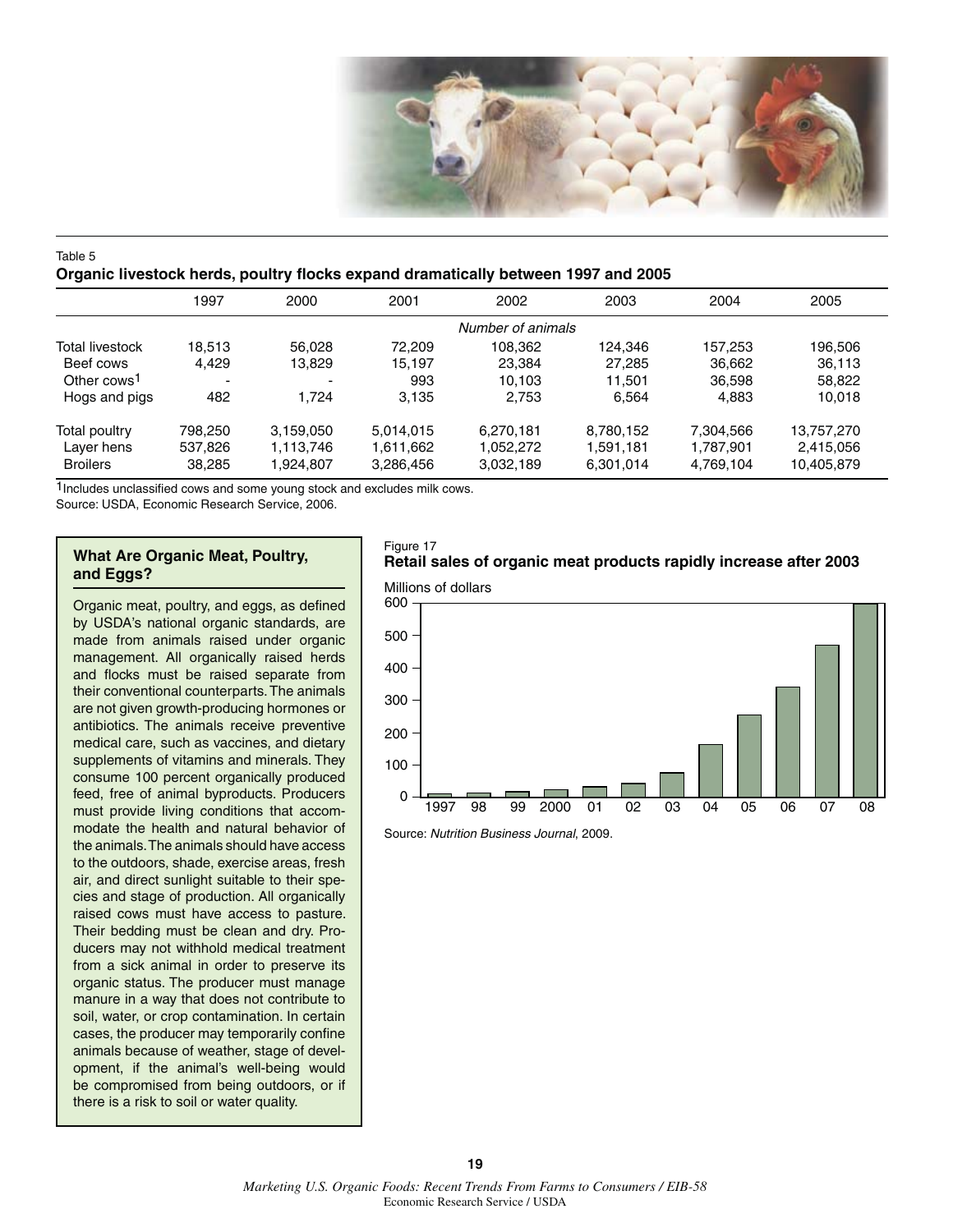Table 5

**Organic livestock herds, poultry flocks expand dramatically between 1997 and 2005**

| | 1997 | 2000 | 2001 | 2002 | 2003 | 2004 | 2005 |
|---|---|---|---|---|---|---|---|
| | | | | *Number of animals* | | | |
| Total livestock | 18,513 | 56,028 | 72,209 | 108,362 | 124,346 | 157,253 | 196,506 |
| Beef cows | 4,429 | 13,829 | 15,197 | 23,384 | 27,285 | 36,662 | 36,113 |
| Other cows[1] | - | - | 993 | 10,103 | 11,501 | 36,598 | 58,822 |
| Hogs and pigs | 482 | 1,724 | 3,135 | 2,753 | 6,564 | 4,883 | 10,018 |
| Total poultry | 798,250 | 3,159,050 | 5,014,015 | 6,270,181 | 8,780,152 | 7,304,566 | 13,757,270 |
| Layer hens | 537,826 | 1,113,746 | 1,611,662 | 1,052,272 | 1,591,181 | 1,787,901 | 2,415,056 |
| Broilers | 38,285 | 1,924,807 | 3,286,456 | 3,032,189 | 6,301,014 | 4,769,104 | 10,405,879 |

[1]Includes unclassified cows and some young stock and excludes milk cows.

Source: USDA, Economic Research Service, 2006.

### What Are Organic Meat, Poultry, and Eggs?

Organic meat, poultry, and eggs, as defined by USDA's national organic standards, are made from animals raised under organic management. All organically raised herds and flocks must be raised separate from their conventional counterparts. The animals are not given growth-producing hormones or antibiotics. The animals receive preventive medical care, such as vaccines, and dietary supplements of vitamins and minerals. They consume 100 percent organically produced feed, free of animal byproducts. Producers must provide living conditions that accommodate the health and natural behavior of the animals. The animals should have access to the outdoors, shade, exercise areas, fresh air, and direct sunlight suitable to their species and stage of production. All organically raised cows must have access to pasture. Their bedding must be clean and dry. Producers may not withhold medical treatment from a sick animal in order to preserve its organic status. The producer must manage manure in a way that does not contribute to soil, water, or crop contamination. In certain cases, the producer may temporarily confine animals because of weather, stage of development, if the animal's well-being would be compromised from being outdoors, or if there is a risk to soil or water quality.

Figure 17

**Retail sales of organic meat products rapidly increase after 2003**

Millions of dollars

Source: *Nutrition Business Journal*, 2009.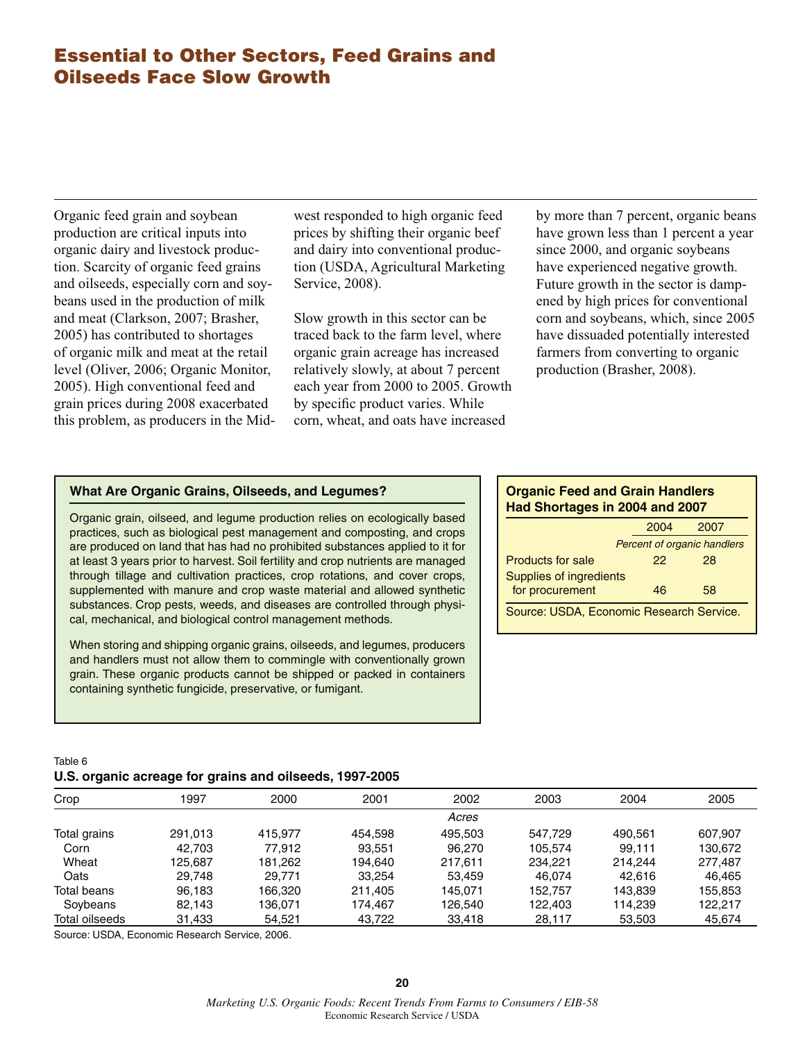# Essential to Other Sectors, Feed Grains and Oilseeds Face Slow Growth

Organic feed grain and soybean production are critical inputs into organic dairy and livestock production. Scarcity of organic feed grains and oilseeds, especially corn and soybeans used in the production of milk and meat (Clarkson, 2007; Brasher, 2005) has contributed to shortages of organic milk and meat at the retail level (Oliver, 2006; Organic Monitor, 2005). High conventional feed and grain prices during 2008 exacerbated this problem, as producers in the Midwest responded to high organic feed prices by shifting their organic beef and dairy into conventional production (USDA, Agricultural Marketing Service, 2008).

Slow growth in this sector can be traced back to the farm level, where organic grain acreage has increased relatively slowly, at about 7 percent each year from 2000 to 2005. Growth by specific product varies. While corn, wheat, and oats have increased by more than 7 percent, organic beans have grown less than 1 percent a year since 2000, and organic soybeans have experienced negative growth. Future growth in the sector is dampened by high prices for conventional corn and soybeans, which, since 2005 have dissuaded potentially interested farmers from converting to organic production (Brasher, 2008).

**What Are Organic Grains, Oilseeds, and Legumes?**

Organic grain, oilseed, and legume production relies on ecologically based practices, such as biological pest management and composting, and crops are produced on land that has had no prohibited substances applied to it for at least 3 years prior to harvest. Soil fertility and crop nutrients are managed through tillage and cultivation practices, crop rotations, and cover crops, supplemented with manure and crop waste material and allowed synthetic substances. Crop pests, weeds, and diseases are controlled through physical, mechanical, and biological control management methods.

When storing and shipping organic grains, oilseeds, and legumes, producers and handlers must not allow them to commingle with conventionally grown grain. These organic products cannot be shipped or packed in containers containing synthetic fungicide, preservative, or fumigant.

**Organic Feed and Grain Handlers Had Shortages in 2004 and 2007**

| | 2004 | 2007 |
|---|---|---|
| | *Percent of organic handlers* | |
| Products for sale | 22 | 28 |
| Supplies of ingredients for procurement | 46 | 58 |

Source: USDA, Economic Research Service.

Table 6

**U.S. organic acreage for grains and oilseeds, 1997-2005**

| Crop | 1997 | 2000 | 2001 | 2002 | 2003 | 2004 | 2005 |
|---|---|---|---|---|---|---|---|
| | | | | *Acres* | | | |
| Total grains | 291,013 | 415,977 | 454,598 | 495,503 | 547,729 | 490,561 | 607,907 |
| Corn | 42,703 | 77,912 | 93,551 | 96,270 | 105,574 | 99,111 | 130,672 |
| Wheat | 125,687 | 181,262 | 194,640 | 217,611 | 234,221 | 214,244 | 277,487 |
| Oats | 29,748 | 29,771 | 33,254 | 53,459 | 46,074 | 42,616 | 46,465 |
| Total beans | 96,183 | 166,320 | 211,405 | 145,071 | 152,757 | 143,839 | 155,853 |
| Soybeans | 82,143 | 136,071 | 174,467 | 126,540 | 122,403 | 114,239 | 122,217 |
| Total oilseeds | 31,433 | 54,521 | 43,722 | 33,418 | 28,117 | 53,503 | 45,674 |

Source: USDA, Economic Research Service, 2006.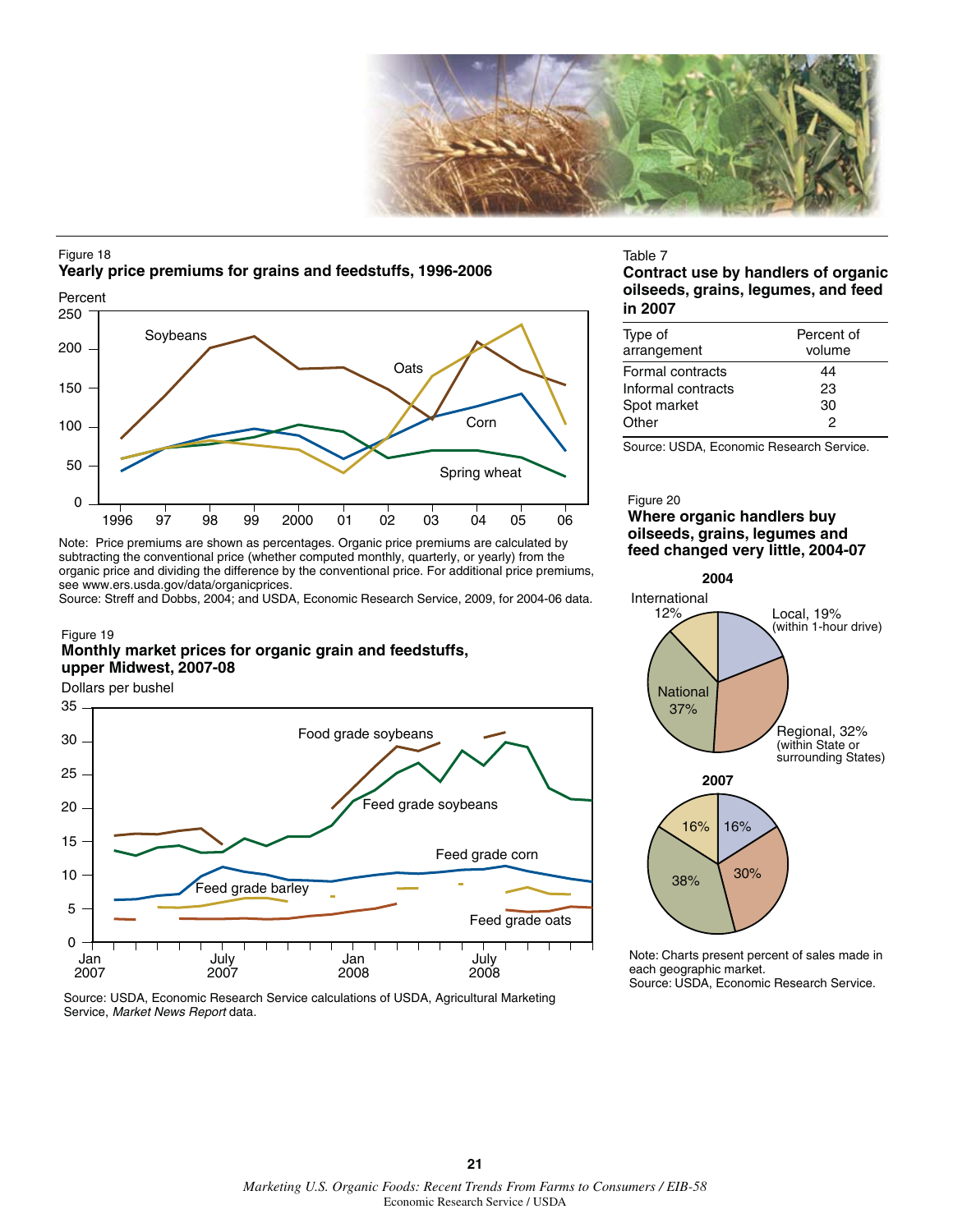Figure 18

**Yearly price premiums for grains and feedstuffs, 1996-2006**

Note: Price premiums are shown as percentages. Organic price premiums are calculated by subtracting the conventional price (whether computed monthly, quarterly, or yearly) from the organic price and dividing the difference by the conventional price. For additional price premiums, see www.ers.usda.gov/data/organicprices.

Source: Streff and Dobbs, 2004; and USDA, Economic Research Service, 2009, for 2004-06 data.

Figure 19

**Monthly market prices for organic grain and feedstuffs, upper Midwest, 2007-08**

Source: USDA, Economic Research Service calculations of USDA, Agricultural Marketing Service, *Market News Report* data.

Table 7

**Contract use by handlers of organic oilseeds, grains, legumes, and feed in 2007**

| Type of arrangement | Percent of volume |
|---|---|
| Formal contracts | 44 |
| Informal contracts | 23 |
| Spot market | 30 |
| Other | 2 |

Source: USDA, Economic Research Service.

Figure 20

**Where organic handlers buy oilseeds, grains, legumes and feed changed very little, 2004-07**

Note: Charts present percent of sales made in each geographic market.

Source: USDA, Economic Research Service.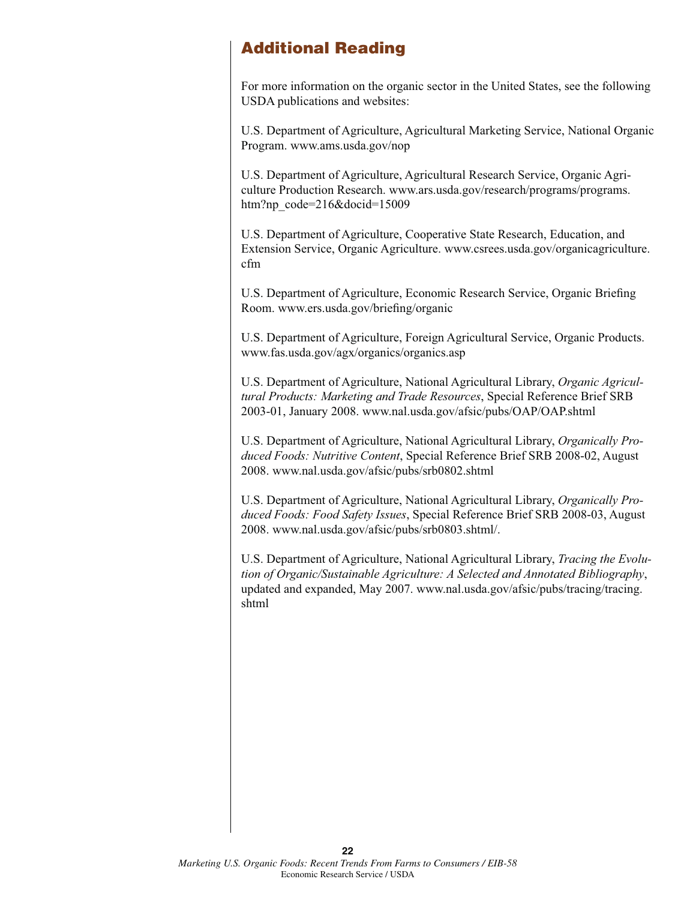## Additional Reading

For more information on the organic sector in the United States, see the following USDA publications and websites:

U.S. Department of Agriculture, Agricultural Marketing Service, National Organic Program. www.ams.usda.gov/nop

U.S. Department of Agriculture, Agricultural Research Service, Organic Agriculture Production Research. www.ars.usda.gov/research/programs/programs.htm?np_code=216&docid=15009

U.S. Department of Agriculture, Cooperative State Research, Education, and Extension Service, Organic Agriculture. www.csrees.usda.gov/organicagriculture.cfm

U.S. Department of Agriculture, Economic Research Service, Organic Briefing Room. www.ers.usda.gov/briefing/organic

U.S. Department of Agriculture, Foreign Agricultural Service, Organic Products. www.fas.usda.gov/agx/organics/organics.asp

U.S. Department of Agriculture, National Agricultural Library, *Organic Agricultural Products: Marketing and Trade Resources*, Special Reference Brief SRB 2003-01, January 2008. www.nal.usda.gov/afsic/pubs/OAP/OAP.shtml

U.S. Department of Agriculture, National Agricultural Library, *Organically Produced Foods: Nutritive Content*, Special Reference Brief SRB 2008-02, August 2008. www.nal.usda.gov/afsic/pubs/srb0802.shtml

U.S. Department of Agriculture, National Agricultural Library, *Organically Produced Foods: Food Safety Issues*, Special Reference Brief SRB 2008-03, August 2008. www.nal.usda.gov/afsic/pubs/srb0803.shtml/.

U.S. Department of Agriculture, National Agricultural Library, *Tracing the Evolution of Organic/Sustainable Agriculture: A Selected and Annotated Bibliography*, updated and expanded, May 2007. www.nal.usda.gov/afsic/pubs/tracing/tracing.shtml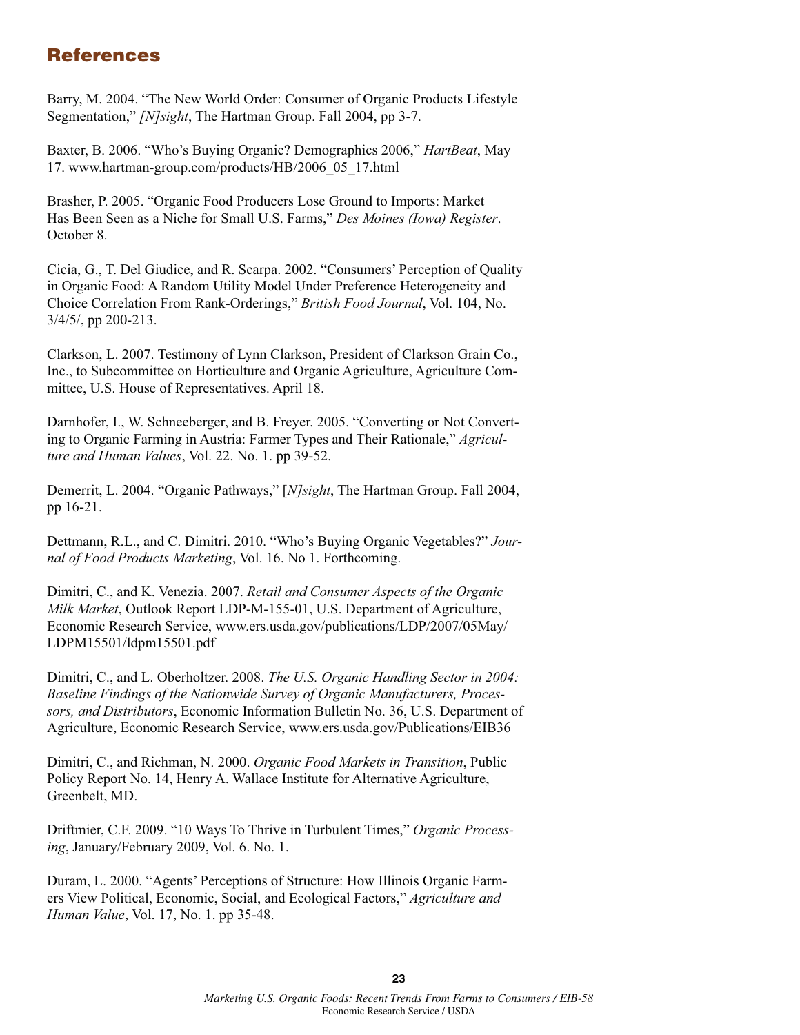## References

Barry, M. 2004. "The New World Order: Consumer of Organic Products Lifestyle Segmentation," *[N]sight*, The Hartman Group. Fall 2004, pp 3-7.

Baxter, B. 2006. "Who's Buying Organic? Demographics 2006," *HartBeat*, May 17. www.hartman-group.com/products/HB/2006_05_17.html

Brasher, P. 2005. "Organic Food Producers Lose Ground to Imports: Market Has Been Seen as a Niche for Small U.S. Farms," *Des Moines (Iowa) Register*. October 8.

Cicia, G., T. Del Giudice, and R. Scarpa. 2002. "Consumers' Perception of Quality in Organic Food: A Random Utility Model Under Preference Heterogeneity and Choice Correlation From Rank-Orderings," *British Food Journal*, Vol. 104, No. 3/4/5/, pp 200-213.

Clarkson, L. 2007. Testimony of Lynn Clarkson, President of Clarkson Grain Co., Inc., to Subcommittee on Horticulture and Organic Agriculture, Agriculture Committee, U.S. House of Representatives. April 18.

Darnhofer, I., W. Schneeberger, and B. Freyer. 2005. "Converting or Not Converting to Organic Farming in Austria: Farmer Types and Their Rationale," *Agriculture and Human Values*, Vol. 22. No. 1. pp 39-52.

Demerrit, L. 2004. "Organic Pathways," [*N]sight*, The Hartman Group. Fall 2004, pp 16-21.

Dettmann, R.L., and C. Dimitri. 2010. "Who's Buying Organic Vegetables?" *Journal of Food Products Marketing*, Vol. 16. No 1. Forthcoming.

Dimitri, C., and K. Venezia. 2007. *Retail and Consumer Aspects of the Organic Milk Market*, Outlook Report LDP-M-155-01, U.S. Department of Agriculture, Economic Research Service, www.ers.usda.gov/publications/LDP/2007/05May/LDPM15501/ldpm15501.pdf

Dimitri, C., and L. Oberholtzer. 2008. *The U.S. Organic Handling Sector in 2004: Baseline Findings of the Nationwide Survey of Organic Manufacturers, Processors, and Distributors*, Economic Information Bulletin No. 36, U.S. Department of Agriculture, Economic Research Service, www.ers.usda.gov/Publications/EIB36

Dimitri, C., and Richman, N. 2000. *Organic Food Markets in Transition*, Public Policy Report No. 14, Henry A. Wallace Institute for Alternative Agriculture, Greenbelt, MD.

Driftmier, C.F. 2009. "10 Ways To Thrive in Turbulent Times," *Organic Processing*, January/February 2009, Vol. 6. No. 1.

Duram, L. 2000. "Agents' Perceptions of Structure: How Illinois Organic Farmers View Political, Economic, Social, and Ecological Factors," *Agriculture and Human Value*, Vol. 17, No. 1. pp 35-48.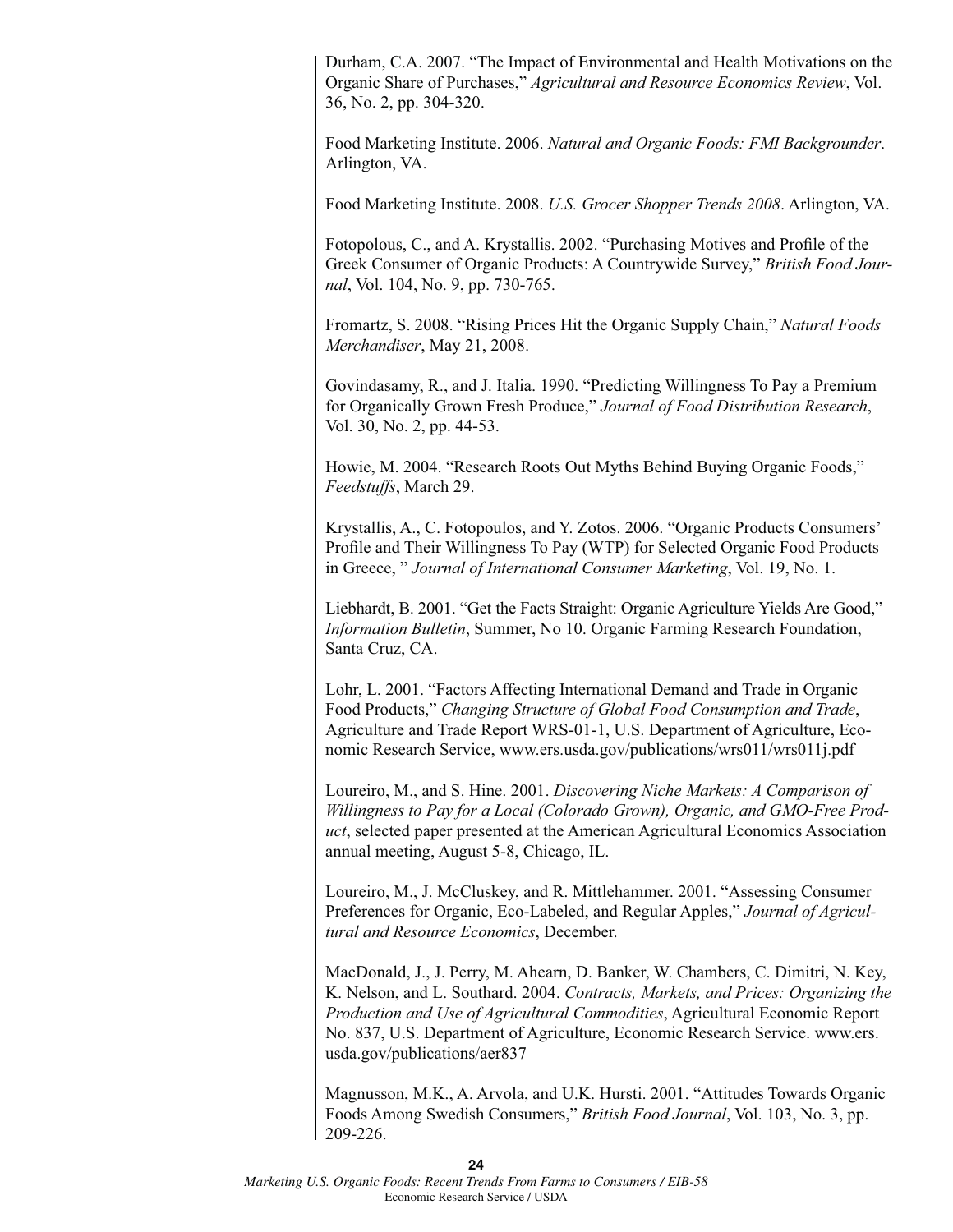Durham, C.A. 2007. "The Impact of Environmental and Health Motivations on the Organic Share of Purchases," *Agricultural and Resource Economics Review*, Vol. 36, No. 2, pp. 304-320.

Food Marketing Institute. 2006. *Natural and Organic Foods: FMI Backgrounder*. Arlington, VA.

Food Marketing Institute. 2008. *U.S. Grocer Shopper Trends 2008*. Arlington, VA.

Fotopolous, C., and A. Krystallis. 2002. "Purchasing Motives and Profile of the Greek Consumer of Organic Products: A Countrywide Survey," *British Food Journal*, Vol. 104, No. 9, pp. 730-765.

Fromartz, S. 2008. "Rising Prices Hit the Organic Supply Chain," *Natural Foods Merchandiser*, May 21, 2008.

Govindasamy, R., and J. Italia. 1990. "Predicting Willingness To Pay a Premium for Organically Grown Fresh Produce," *Journal of Food Distribution Research*, Vol. 30, No. 2, pp. 44-53.

Howie, M. 2004. "Research Roots Out Myths Behind Buying Organic Foods," *Feedstuffs*, March 29.

Krystallis, A., C. Fotopoulos, and Y. Zotos. 2006. "Organic Products Consumers' Profile and Their Willingness To Pay (WTP) for Selected Organic Food Products in Greece, " *Journal of International Consumer Marketing*, Vol. 19, No. 1.

Liebhardt, B. 2001. "Get the Facts Straight: Organic Agriculture Yields Are Good," *Information Bulletin*, Summer, No 10. Organic Farming Research Foundation, Santa Cruz, CA.

Lohr, L. 2001. "Factors Affecting International Demand and Trade in Organic Food Products," *Changing Structure of Global Food Consumption and Trade*, Agriculture and Trade Report WRS-01-1, U.S. Department of Agriculture, Economic Research Service, www.ers.usda.gov/publications/wrs011/wrs011j.pdf

Loureiro, M., and S. Hine. 2001. *Discovering Niche Markets: A Comparison of Willingness to Pay for a Local (Colorado Grown), Organic, and GMO-Free Product*, selected paper presented at the American Agricultural Economics Association annual meeting, August 5-8, Chicago, IL.

Loureiro, M., J. McCluskey, and R. Mittlehammer. 2001. "Assessing Consumer Preferences for Organic, Eco-Labeled, and Regular Apples," *Journal of Agricultural and Resource Economics*, December.

MacDonald, J., J. Perry, M. Ahearn, D. Banker, W. Chambers, C. Dimitri, N. Key, K. Nelson, and L. Southard. 2004. *Contracts, Markets, and Prices: Organizing the Production and Use of Agricultural Commodities*, Agricultural Economic Report No. 837, U.S. Department of Agriculture, Economic Research Service. www.ers.usda.gov/publications/aer837

Magnusson, M.K., A. Arvola, and U.K. Hursti. 2001. "Attitudes Towards Organic Foods Among Swedish Consumers," *British Food Journal*, Vol. 103, No. 3, pp. 209-226.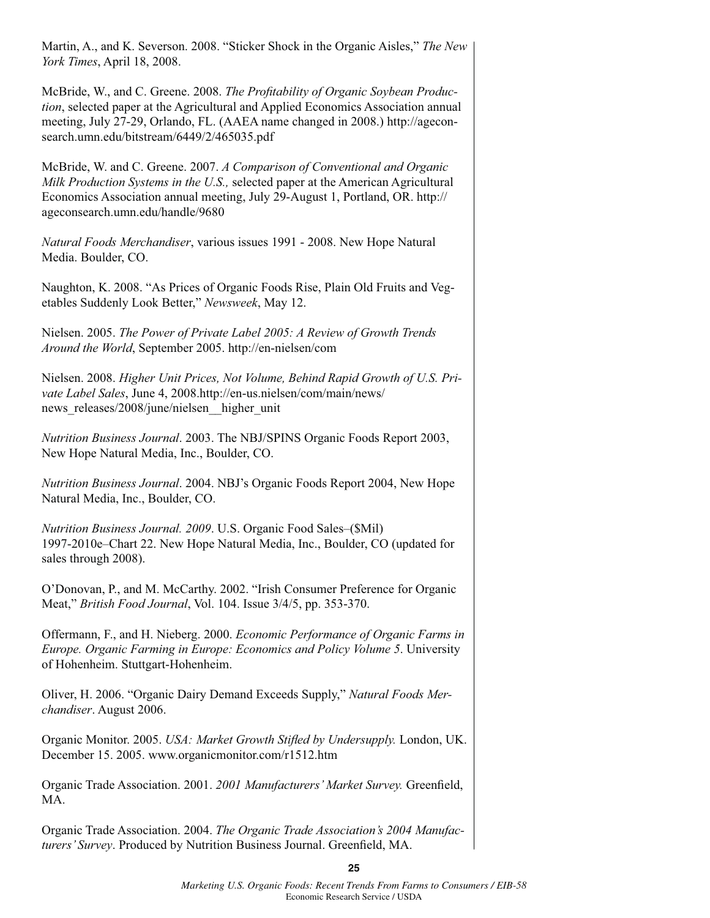Martin, A., and K. Severson. 2008. "Sticker Shock in the Organic Aisles," *The New York Times*, April 18, 2008.

McBride, W., and C. Greene. 2008. *The Profitability of Organic Soybean Production*, selected paper at the Agricultural and Applied Economics Association annual meeting, July 27-29, Orlando, FL. (AAEA name changed in 2008.) http://ageconsearch.umn.edu/bitstream/6449/2/465035.pdf

McBride, W. and C. Greene. 2007. *A Comparison of Conventional and Organic Milk Production Systems in the U.S.,* selected paper at the American Agricultural Economics Association annual meeting, July 29-August 1, Portland, OR. http://ageconsearch.umn.edu/handle/9680

*Natural Foods Merchandiser*, various issues 1991 - 2008. New Hope Natural Media. Boulder, CO.

Naughton, K. 2008. "As Prices of Organic Foods Rise, Plain Old Fruits and Vegetables Suddenly Look Better," *Newsweek*, May 12.

Nielsen. 2005. *The Power of Private Label 2005: A Review of Growth Trends Around the World*, September 2005. http://en-nielsen/com

Nielsen. 2008. *Higher Unit Prices, Not Volume, Behind Rapid Growth of U.S. Private Label Sales*, June 4, 2008.http://en-us.nielsen/com/main/news/news_releases/2008/june/nielsen__higher_unit

*Nutrition Business Journal*. 2003. The NBJ/SPINS Organic Foods Report 2003, New Hope Natural Media, Inc., Boulder, CO.

*Nutrition Business Journal*. 2004. NBJ's Organic Foods Report 2004, New Hope Natural Media, Inc., Boulder, CO.

*Nutrition Business Journal. 2009*. U.S. Organic Food Sales–($Mil) 1997-2010e–Chart 22. New Hope Natural Media, Inc., Boulder, CO (updated for sales through 2008).

O'Donovan, P., and M. McCarthy. 2002. "Irish Consumer Preference for Organic Meat," *British Food Journal*, Vol. 104. Issue 3/4/5, pp. 353-370.

Offermann, F., and H. Nieberg. 2000. *Economic Performance of Organic Farms in Europe. Organic Farming in Europe: Economics and Policy Volume 5*. University of Hohenheim. Stuttgart-Hohenheim.

Oliver, H. 2006. "Organic Dairy Demand Exceeds Supply," *Natural Foods Merchandiser*. August 2006.

Organic Monitor. 2005. *USA: Market Growth Stifled by Undersupply.* London, UK. December 15. 2005. www.organicmonitor.com/r1512.htm

Organic Trade Association. 2001. *2001 Manufacturers' Market Survey.* Greenfield, MA.

Organic Trade Association. 2004. *The Organic Trade Association's 2004 Manufacturers' Survey*. Produced by Nutrition Business Journal. Greenfield, MA.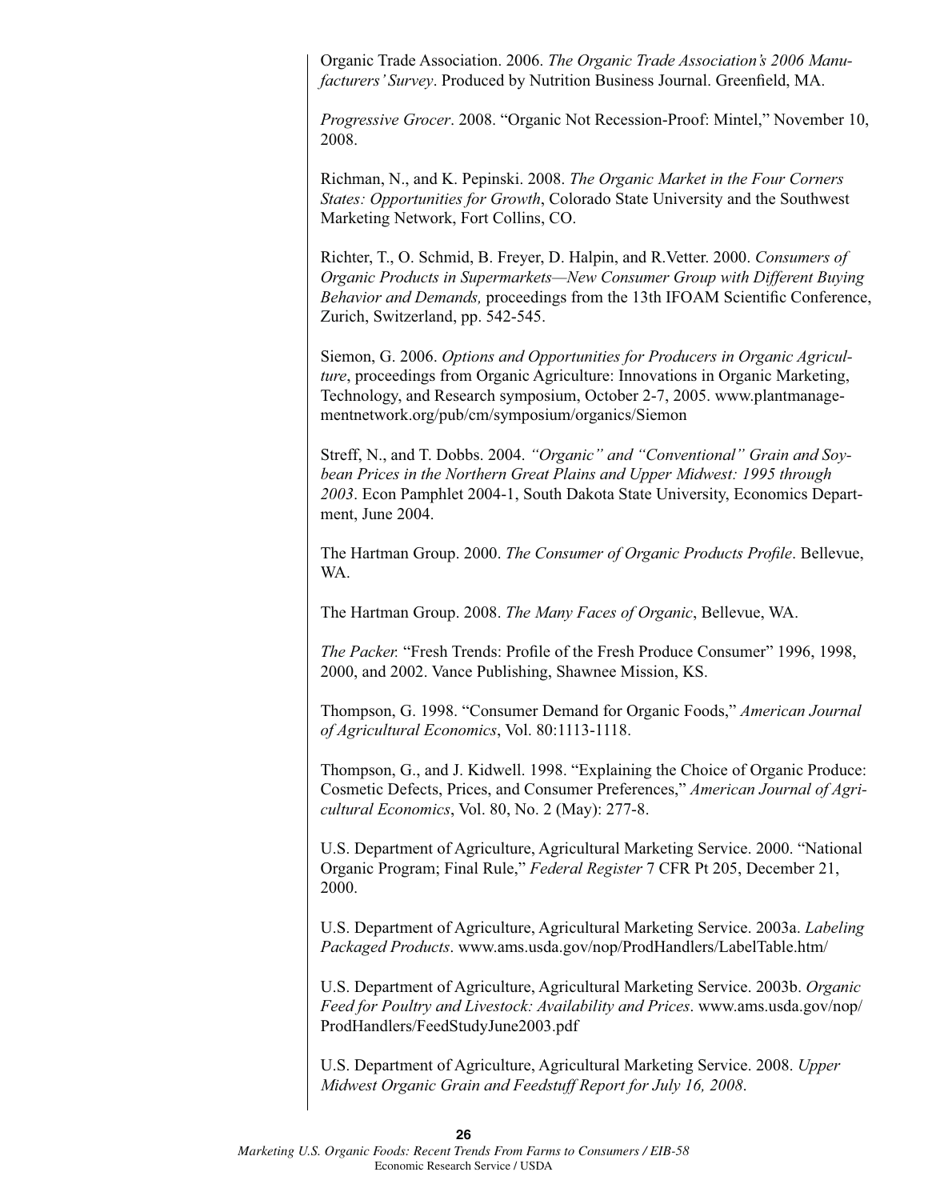Organic Trade Association. 2006. *The Organic Trade Association's 2006 Manufacturers' Survey*. Produced by Nutrition Business Journal. Greenfield, MA.

*Progressive Grocer*. 2008. "Organic Not Recession-Proof: Mintel," November 10, 2008.

Richman, N., and K. Pepinski. 2008. *The Organic Market in the Four Corners States: Opportunities for Growth*, Colorado State University and the Southwest Marketing Network, Fort Collins, CO.

Richter, T., O. Schmid, B. Freyer, D. Halpin, and R.Vetter. 2000. *Consumers of Organic Products in Supermarkets—New Consumer Group with Different Buying Behavior and Demands,* proceedings from the 13th IFOAM Scientific Conference, Zurich, Switzerland, pp. 542-545.

Siemon, G. 2006. *Options and Opportunities for Producers in Organic Agriculture*, proceedings from Organic Agriculture: Innovations in Organic Marketing, Technology, and Research symposium, October 2-7, 2005. www.plantmanagementnetwork.org/pub/cm/symposium/organics/Siemon

Streff, N., and T. Dobbs. 2004. *"Organic" and "Conventional" Grain and Soybean Prices in the Northern Great Plains and Upper Midwest: 1995 through 2003*. Econ Pamphlet 2004-1, South Dakota State University, Economics Department, June 2004.

The Hartman Group. 2000. *The Consumer of Organic Products Profile*. Bellevue, WA.

The Hartman Group. 2008. *The Many Faces of Organic*, Bellevue, WA.

*The Packer.* "Fresh Trends: Profile of the Fresh Produce Consumer" 1996, 1998, 2000, and 2002. Vance Publishing, Shawnee Mission, KS.

Thompson, G. 1998. "Consumer Demand for Organic Foods," *American Journal of Agricultural Economics*, Vol. 80:1113-1118.

Thompson, G., and J. Kidwell. 1998. "Explaining the Choice of Organic Produce: Cosmetic Defects, Prices, and Consumer Preferences," *American Journal of Agricultural Economics*, Vol. 80, No. 2 (May): 277-8.

U.S. Department of Agriculture, Agricultural Marketing Service. 2000. "National Organic Program; Final Rule," *Federal Register* 7 CFR Pt 205, December 21, 2000.

U.S. Department of Agriculture, Agricultural Marketing Service. 2003a. *Labeling Packaged Products*. www.ams.usda.gov/nop/ProdHandlers/LabelTable.htm/

U.S. Department of Agriculture, Agricultural Marketing Service. 2003b. *Organic Feed for Poultry and Livestock: Availability and Prices*. www.ams.usda.gov/nop/ProdHandlers/FeedStudyJune2003.pdf

U.S. Department of Agriculture, Agricultural Marketing Service. 2008. *Upper Midwest Organic Grain and Feedstuff Report for July 16, 2008*.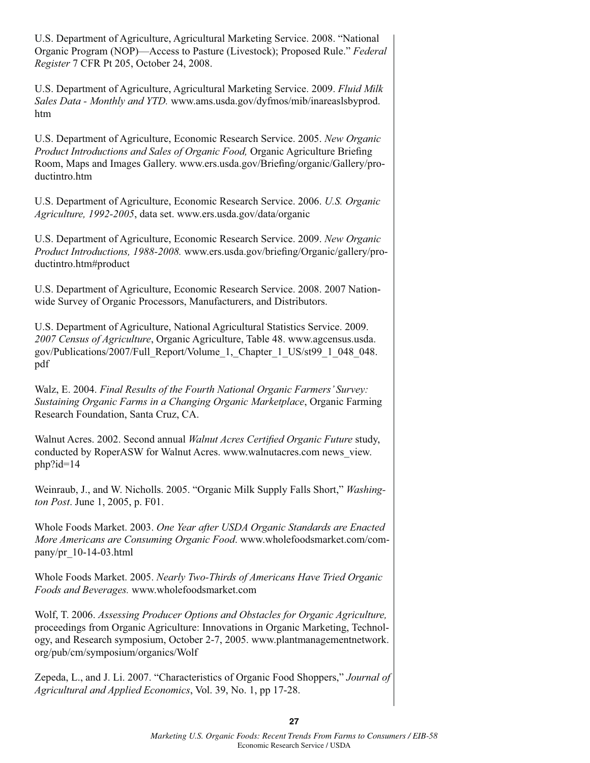U.S. Department of Agriculture, Agricultural Marketing Service. 2008. "National Organic Program (NOP)—Access to Pasture (Livestock); Proposed Rule." *Federal Register* 7 CFR Pt 205, October 24, 2008.

U.S. Department of Agriculture, Agricultural Marketing Service. 2009. *Fluid Milk Sales Data - Monthly and YTD.* www.ams.usda.gov/dyfmos/mib/inareaslsbyprod.htm

U.S. Department of Agriculture, Economic Research Service. 2005. *New Organic Product Introductions and Sales of Organic Food,* Organic Agriculture Briefing Room, Maps and Images Gallery. www.ers.usda.gov/Briefing/organic/Gallery/productintro.htm

U.S. Department of Agriculture, Economic Research Service. 2006. *U.S. Organic Agriculture, 1992-2005*, data set. www.ers.usda.gov/data/organic

U.S. Department of Agriculture, Economic Research Service. 2009. *New Organic Product Introductions, 1988-2008.* www.ers.usda.gov/briefing/Organic/gallery/productintro.htm#product

U.S. Department of Agriculture, Economic Research Service. 2008. 2007 Nationwide Survey of Organic Processors, Manufacturers, and Distributors.

U.S. Department of Agriculture, National Agricultural Statistics Service. 2009. *2007 Census of Agriculture*, Organic Agriculture, Table 48. www.agcensus.usda.gov/Publications/2007/Full_Report/Volume_1,_Chapter_1_US/st99_1_048_048.pdf

Walz, E. 2004. *Final Results of the Fourth National Organic Farmers' Survey: Sustaining Organic Farms in a Changing Organic Marketplace*, Organic Farming Research Foundation, Santa Cruz, CA.

Walnut Acres. 2002. Second annual *Walnut Acres Certified Organic Future* study, conducted by RoperASW for Walnut Acres. www.walnutacres.com news_view.php?id=14

Weinraub, J., and W. Nicholls. 2005. "Organic Milk Supply Falls Short," *Washington Post*. June 1, 2005, p. F01.

Whole Foods Market. 2003. *One Year after USDA Organic Standards are Enacted More Americans are Consuming Organic Food*. www.wholefoodsmarket.com/company/pr_10-14-03.html

Whole Foods Market. 2005. *Nearly Two-Thirds of Americans Have Tried Organic Foods and Beverages.* www.wholefoodsmarket.com

Wolf, T. 2006. *Assessing Producer Options and Obstacles for Organic Agriculture,* proceedings from Organic Agriculture: Innovations in Organic Marketing, Technology, and Research symposium, October 2-7, 2005. www.plantmanagementnetwork.org/pub/cm/symposium/organics/Wolf

Zepeda, L., and J. Li. 2007. "Characteristics of Organic Food Shoppers," *Journal of Agricultural and Applied Economics*, Vol. 39, No. 1, pp 17-28.